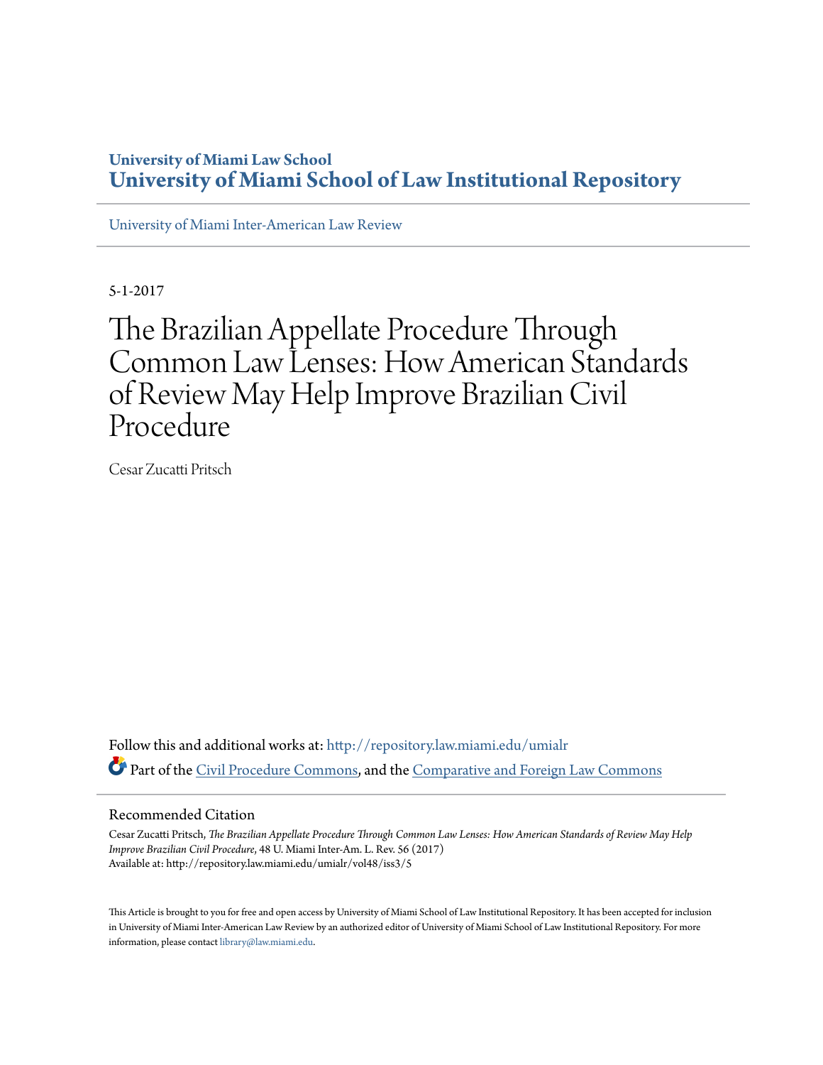# University of Miami Law School
# University of Miami School of Law Institutional Repository

University of Miami Inter-American Law Review

5-1-2017

# The Brazilian Appellate Procedure Through Common Law Lenses: How American Standards of Review May Help Improve Brazilian Civil Procedure

Cesar Zucatti Pritsch

Follow this and additional works at: http://repository.law.miami.edu/umialr

Part of the Civil Procedure Commons, and the Comparative and Foreign Law Commons

## Recommended Citation

Cesar Zucatti Pritsch, *The Brazilian Appellate Procedure Through Common Law Lenses: How American Standards of Review May Help Improve Brazilian Civil Procedure*, 48 U. Miami Inter-Am. L. Rev. 56 (2017)
Available at: http://repository.law.miami.edu/umialr/vol48/iss3/5

This Article is brought to you for free and open access by University of Miami School of Law Institutional Repository. It has been accepted for inclusion in University of Miami Inter-American Law Review by an authorized editor of University of Miami School of Law Institutional Repository. For more information, please contact library@law.miami.edu.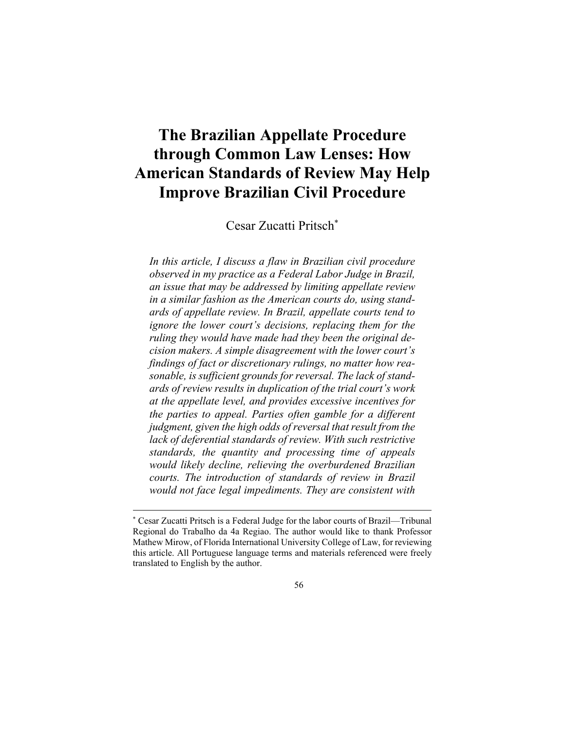# The Brazilian Appellate Procedure through Common Law Lenses: How American Standards of Review May Help Improve Brazilian Civil Procedure

Cesar Zucatti Pritsch[*]

*In this article, I discuss a flaw in Brazilian civil procedure observed in my practice as a Federal Labor Judge in Brazil, an issue that may be addressed by limiting appellate review in a similar fashion as the American courts do, using standards of appellate review. In Brazil, appellate courts tend to ignore the lower court's decisions, replacing them for the ruling they would have made had they been the original decision makers. A simple disagreement with the lower court's findings of fact or discretionary rulings, no matter how reasonable, is sufficient grounds for reversal. The lack of standards of review results in duplication of the trial court's work at the appellate level, and provides excessive incentives for the parties to appeal. Parties often gamble for a different judgment, given the high odds of reversal that result from the lack of deferential standards of review. With such restrictive standards, the quantity and processing time of appeals would likely decline, relieving the overburdened Brazilian courts. The introduction of standards of review in Brazil would not face legal impediments. They are consistent with*

---

[*] Cesar Zucatti Pritsch is a Federal Judge for the labor courts of Brazil—Tribunal Regional do Trabalho da 4a Regiao. The author would like to thank Professor Mathew Mirow, of Florida International University College of Law, for reviewing this article. All Portuguese language terms and materials referenced were freely translated to English by the author.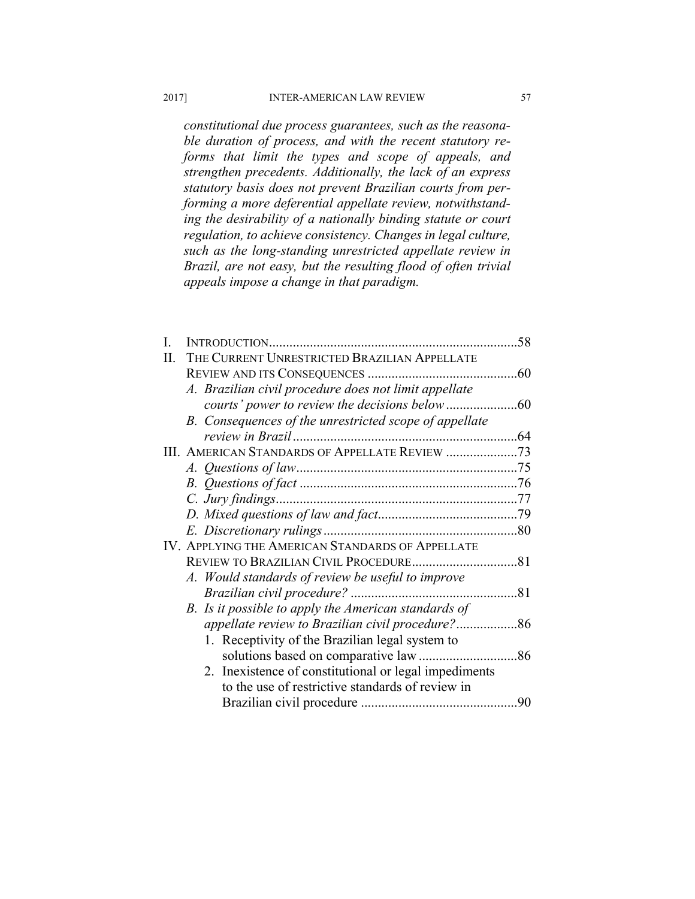*constitutional due process guarantees, such as the reasonable duration of process, and with the recent statutory reforms that limit the types and scope of appeals, and strengthen precedents. Additionally, the lack of an express statutory basis does not prevent Brazilian courts from performing a more deferential appellate review, notwithstanding the desirability of a nationally binding statute or court regulation, to achieve consistency. Changes in legal culture, such as the long-standing unrestricted appellate review in Brazil, are not easy, but the resulting flood of often trivial appeals impose a change in that paradigm.*

I. INTRODUCTION ........ 58
II. THE CURRENT UNRESTRICTED BRAZILIAN APPELLATE REVIEW AND ITS CONSEQUENCES ........ 60
   A. *Brazilian civil procedure does not limit appellate courts' power to review the decisions below* ........ 60
   B. *Consequences of the unrestricted scope of appellate review in Brazil* ........ 64
III. AMERICAN STANDARDS OF APPELLATE REVIEW ........ 73
   A. *Questions of law* ........ 75
   B. *Questions of fact* ........ 76
   C. *Jury findings* ........ 77
   D. *Mixed questions of law and fact* ........ 79
   E. *Discretionary rulings* ........ 80
IV. APPLYING THE AMERICAN STANDARDS OF APPELLATE REVIEW TO BRAZILIAN CIVIL PROCEDURE ........ 81
   A. *Would standards of review be useful to improve Brazilian civil procedure?* ........ 81
   B. *Is it possible to apply the American standards of appellate review to Brazilian civil procedure?* ........ 86
      1. Receptivity of the Brazilian legal system to solutions based on comparative law ........ 86
      2. Inexistence of constitutional or legal impediments to the use of restrictive standards of review in Brazilian civil procedure ........ 90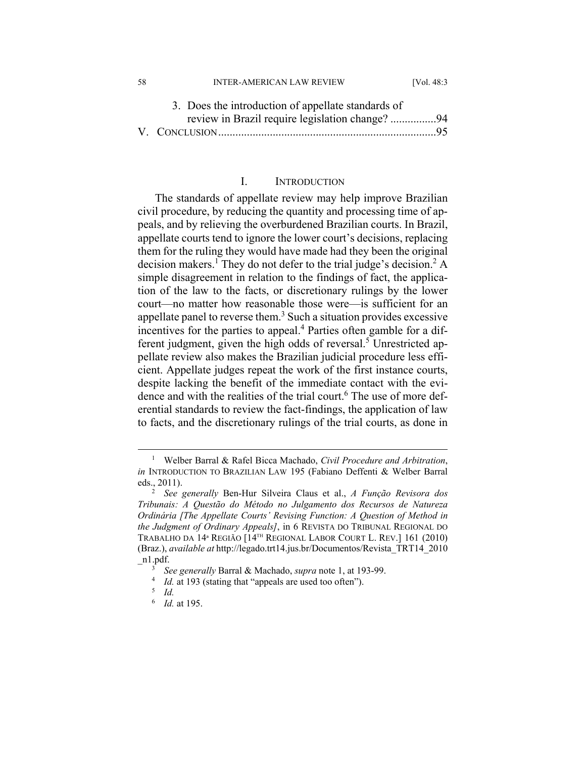3. Does the introduction of appellate standards of review in Brazil require legislation change? ................94

V. CONCLUSION..........................................................................95

## I. INTRODUCTION

The standards of appellate review may help improve Brazilian civil procedure, by reducing the quantity and processing time of appeals, and by relieving the overburdened Brazilian courts. In Brazil, appellate courts tend to ignore the lower court's decisions, replacing them for the ruling they would have made had they been the original decision makers.[1] They do not defer to the trial judge's decision.[2] A simple disagreement in relation to the findings of fact, the application of the law to the facts, or discretionary rulings by the lower court—no matter how reasonable those were—is sufficient for an appellate panel to reverse them.[3] Such a situation provides excessive incentives for the parties to appeal.[4] Parties often gamble for a different judgment, given the high odds of reversal.[5] Unrestricted appellate review also makes the Brazilian judicial procedure less efficient. Appellate judges repeat the work of the first instance courts, despite lacking the benefit of the immediate contact with the evidence and with the realities of the trial court.[6] The use of more deferential standards to review the fact-findings, the application of law to facts, and the discretionary rulings of the trial courts, as done in

---

[1] Welber Barral & Rafel Bicca Machado, *Civil Procedure and Arbitration*, *in* INTRODUCTION TO BRAZILIAN LAW 195 (Fabiano Deffenti & Welber Barral eds., 2011).

[2] *See generally* Ben-Hur Silveira Claus et al., *A Função Revisora dos Tribunais: A Questão do Método no Julgamento dos Recursos de Natureza Ordinária [The Appellate Courts' Revising Function: A Question of Method in the Judgment of Ordinary Appeals]*, in 6 REVISTA DO TRIBUNAL REGIONAL DO TRABALHO DA 14ª REGIÃO [14TH REGIONAL LABOR COURT L. REV.] 161 (2010) (Braz.), *available at* http://legado.trt14.jus.br/Documentos/Revista_TRT14_2010_n1.pdf.

[3] *See generally* Barral & Machado, *supra* note 1, at 193-99.

[4] *Id.* at 193 (stating that "appeals are used too often").

[5] *Id.*

[6] *Id.* at 195.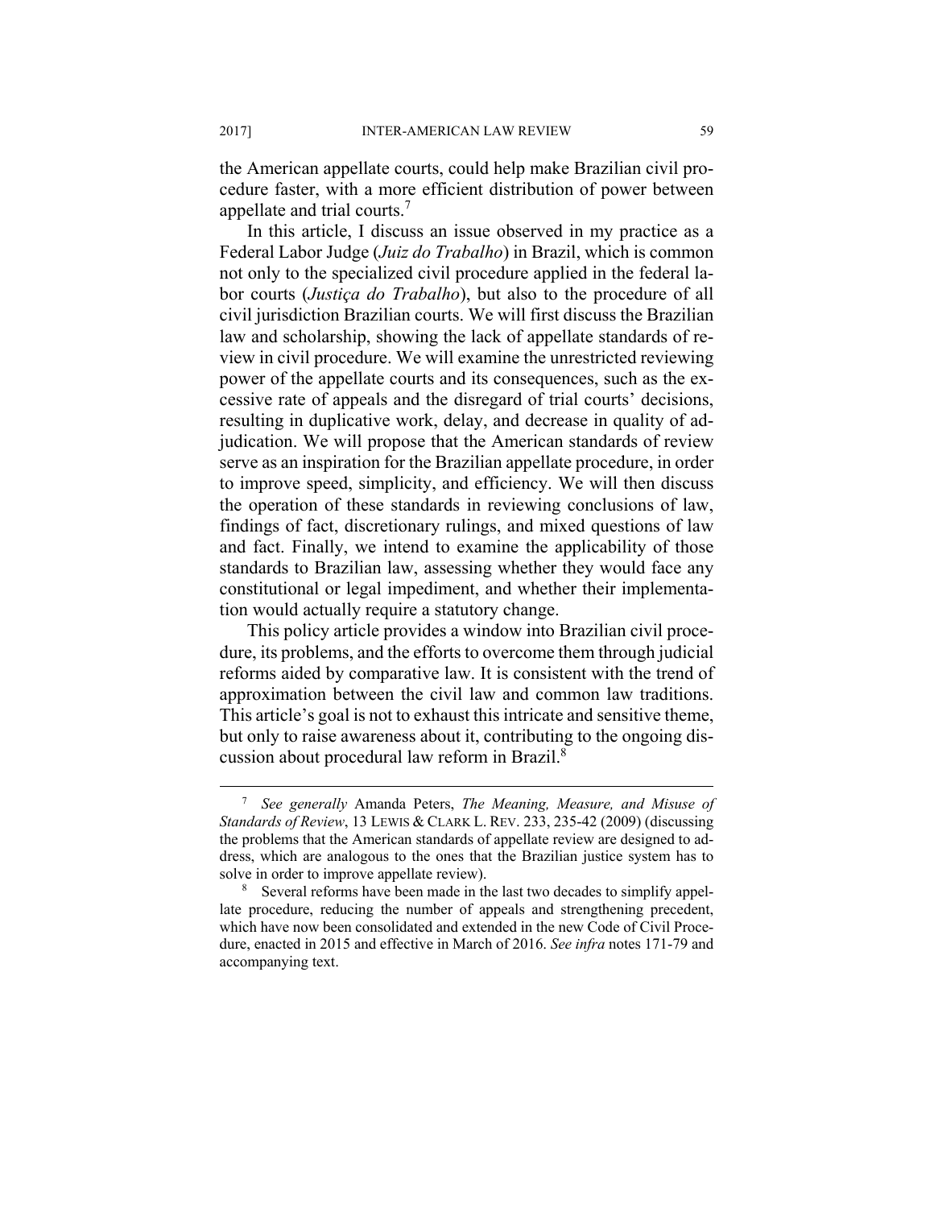the American appellate courts, could help make Brazilian civil procedure faster, with a more efficient distribution of power between appellate and trial courts.[7]

In this article, I discuss an issue observed in my practice as a Federal Labor Judge (*Juiz do Trabalho*) in Brazil, which is common not only to the specialized civil procedure applied in the federal labor courts (*Justiça do Trabalho*), but also to the procedure of all civil jurisdiction Brazilian courts. We will first discuss the Brazilian law and scholarship, showing the lack of appellate standards of review in civil procedure. We will examine the unrestricted reviewing power of the appellate courts and its consequences, such as the excessive rate of appeals and the disregard of trial courts' decisions, resulting in duplicative work, delay, and decrease in quality of adjudication. We will propose that the American standards of review serve as an inspiration for the Brazilian appellate procedure, in order to improve speed, simplicity, and efficiency. We will then discuss the operation of these standards in reviewing conclusions of law, findings of fact, discretionary rulings, and mixed questions of law and fact. Finally, we intend to examine the applicability of those standards to Brazilian law, assessing whether they would face any constitutional or legal impediment, and whether their implementation would actually require a statutory change.

This policy article provides a window into Brazilian civil procedure, its problems, and the efforts to overcome them through judicial reforms aided by comparative law. It is consistent with the trend of approximation between the civil law and common law traditions. This article's goal is not to exhaust this intricate and sensitive theme, but only to raise awareness about it, contributing to the ongoing discussion about procedural law reform in Brazil.[8]

---

[7] *See generally* Amanda Peters, *The Meaning, Measure, and Misuse of Standards of Review*, 13 LEWIS & CLARK L. REV. 233, 235-42 (2009) (discussing the problems that the American standards of appellate review are designed to address, which are analogous to the ones that the Brazilian justice system has to solve in order to improve appellate review).

[8] Several reforms have been made in the last two decades to simplify appellate procedure, reducing the number of appeals and strengthening precedent, which have now been consolidated and extended in the new Code of Civil Procedure, enacted in 2015 and effective in March of 2016. *See infra* notes 171-79 and accompanying text.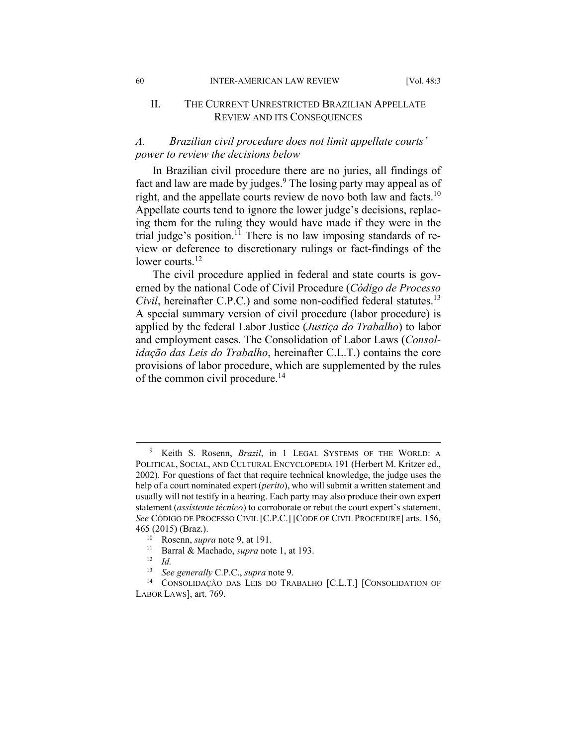## II. THE CURRENT UNRESTRICTED BRAZILIAN APPELLATE REVIEW AND ITS CONSEQUENCES

### *A. Brazilian civil procedure does not limit appellate courts' power to review the decisions below*

In Brazilian civil procedure there are no juries, all findings of fact and law are made by judges.[9] The losing party may appeal as of right, and the appellate courts review de novo both law and facts.[10] Appellate courts tend to ignore the lower judge's decisions, replacing them for the ruling they would have made if they were in the trial judge's position.[11] There is no law imposing standards of review or deference to discretionary rulings or fact-findings of the lower courts.[12]

The civil procedure applied in federal and state courts is governed by the national Code of Civil Procedure (*Código de Processo Civil*, hereinafter C.P.C.) and some non-codified federal statutes.[13] A special summary version of civil procedure (labor procedure) is applied by the federal Labor Justice (*Justiça do Trabalho*) to labor and employment cases. The Consolidation of Labor Laws (*Consolidação das Leis do Trabalho*, hereinafter C.L.T.) contains the core provisions of labor procedure, which are supplemented by the rules of the common civil procedure.[14]

---

[9] Keith S. Rosenn, *Brazil*, in 1 LEGAL SYSTEMS OF THE WORLD: A POLITICAL, SOCIAL, AND CULTURAL ENCYCLOPEDIA 191 (Herbert M. Kritzer ed., 2002). For questions of fact that require technical knowledge, the judge uses the help of a court nominated expert (*perito*), who will submit a written statement and usually will not testify in a hearing. Each party may also produce their own expert statement (*assistente técnico*) to corroborate or rebut the court expert's statement. *See* CÓDIGO DE PROCESSO CIVIL [C.P.C.] [CODE OF CIVIL PROCEDURE] arts. 156, 465 (2015) (Braz.).

[10] Rosenn, *supra* note 9, at 191.

[11] Barral & Machado, *supra* note 1, at 193.

[12] *Id.*

[13] *See generally* C.P.C., *supra* note 9.

[14] CONSOLIDAÇÃO DAS LEIS DO TRABALHO [C.L.T.] [CONSOLIDATION OF LABOR LAWS], art. 769.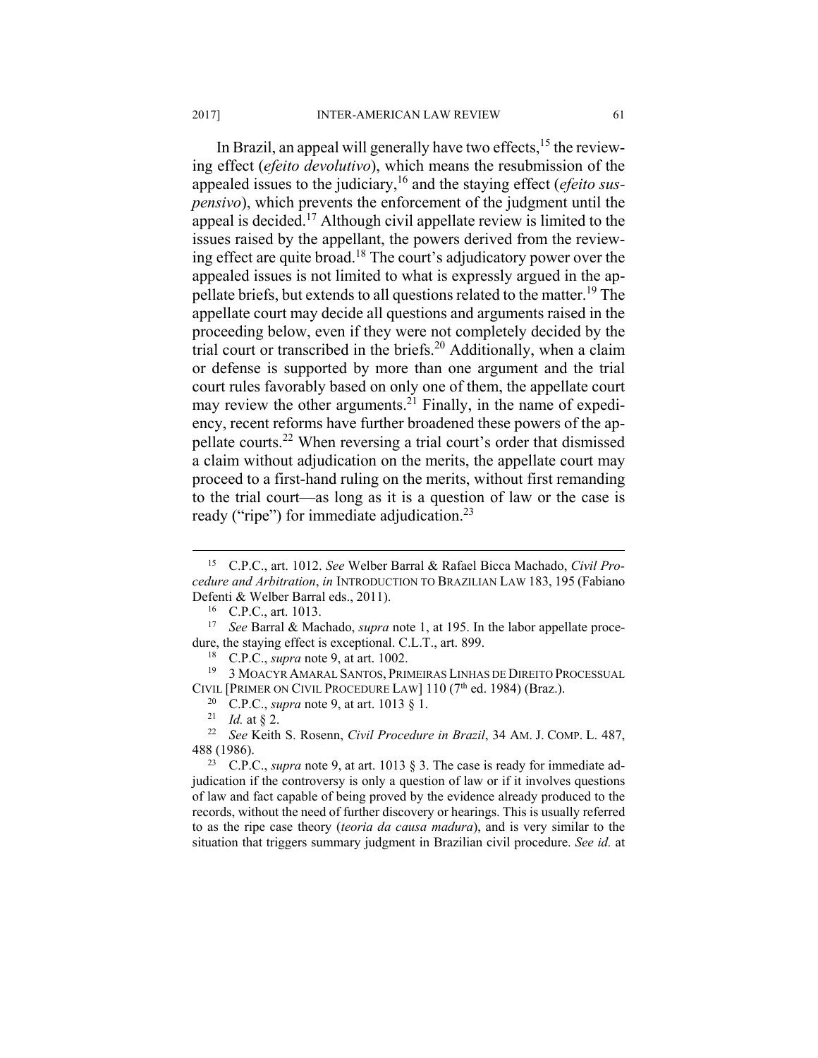In Brazil, an appeal will generally have two effects,[15] the reviewing effect (*efeito devolutivo*), which means the resubmission of the appealed issues to the judiciary,[16] and the staying effect (*efeito suspensivo*), which prevents the enforcement of the judgment until the appeal is decided.[17] Although civil appellate review is limited to the issues raised by the appellant, the powers derived from the reviewing effect are quite broad.[18] The court's adjudicatory power over the appealed issues is not limited to what is expressly argued in the appellate briefs, but extends to all questions related to the matter.[19] The appellate court may decide all questions and arguments raised in the proceeding below, even if they were not completely decided by the trial court or transcribed in the briefs.[20] Additionally, when a claim or defense is supported by more than one argument and the trial court rules favorably based on only one of them, the appellate court may review the other arguments.[21] Finally, in the name of expediency, recent reforms have further broadened these powers of the appellate courts.[22] When reversing a trial court's order that dismissed a claim without adjudication on the merits, the appellate court may proceed to a first-hand ruling on the merits, without first remanding to the trial court—as long as it is a question of law or the case is ready ("ripe") for immediate adjudication.[23]

---

[15] C.P.C., art. 1012. *See* Welber Barral & Rafael Bicca Machado, *Civil Procedure and Arbitration*, *in* INTRODUCTION TO BRAZILIAN LAW 183, 195 (Fabiano Defenti & Welber Barral eds., 2011).

[16] C.P.C., art. 1013.

[17] *See* Barral & Machado, *supra* note 1, at 195. In the labor appellate procedure, the staying effect is exceptional. C.L.T., art. 899.

[18] C.P.C., *supra* note 9, at art. 1002.

[19] 3 MOACYR AMARAL SANTOS, PRIMEIRAS LINHAS DE DIREITO PROCESSUAL CIVIL [PRIMER ON CIVIL PROCEDURE LAW] 110 (7th ed. 1984) (Braz.).

[20] C.P.C., *supra* note 9, at art. 1013 § 1.

[21] *Id.* at § 2.

[22] *See* Keith S. Rosenn, *Civil Procedure in Brazil*, 34 AM. J. COMP. L. 487, 488 (1986).

[23] C.P.C., *supra* note 9, at art. 1013 § 3. The case is ready for immediate adjudication if the controversy is only a question of law or if it involves questions of law and fact capable of being proved by the evidence already produced to the records, without the need of further discovery or hearings. This is usually referred to as the ripe case theory (*teoria da causa madura*), and is very similar to the situation that triggers summary judgment in Brazilian civil procedure. *See id.* at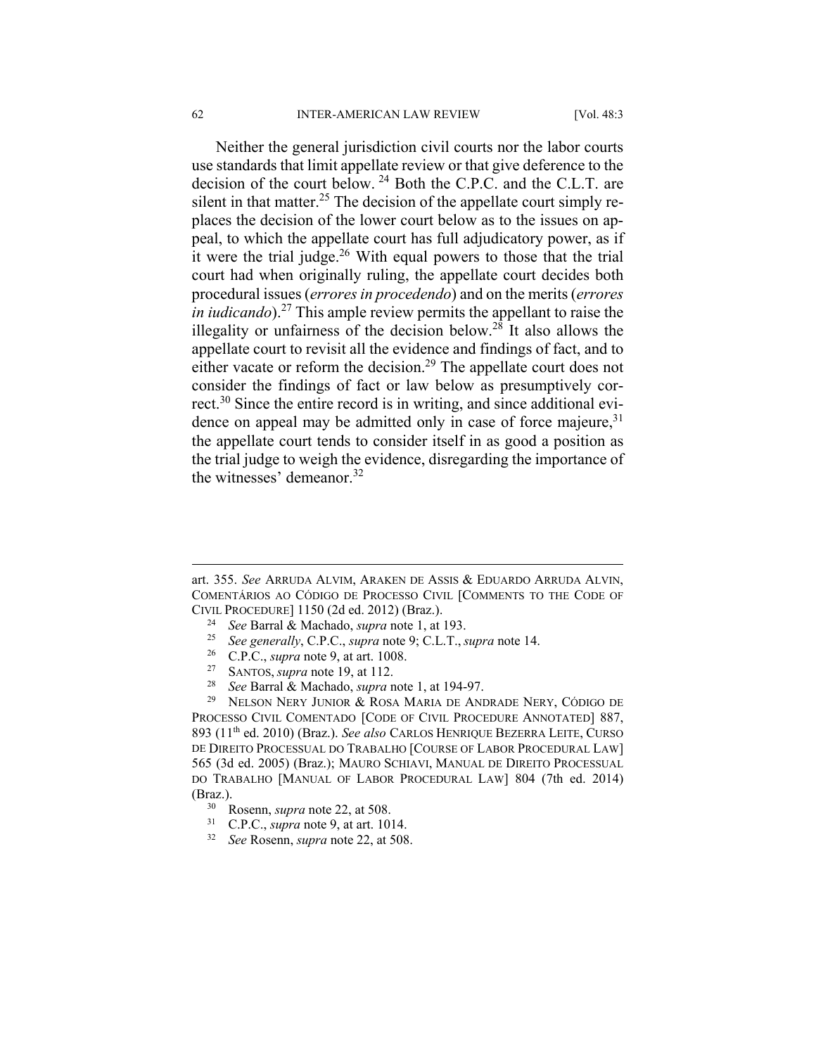Neither the general jurisdiction civil courts nor the labor courts use standards that limit appellate review or that give deference to the decision of the court below. [24] Both the C.P.C. and the C.L.T. are silent in that matter.[25] The decision of the appellate court simply replaces the decision of the lower court below as to the issues on appeal, to which the appellate court has full adjudicatory power, as if it were the trial judge.[26] With equal powers to those that the trial court had when originally ruling, the appellate court decides both procedural issues (*errores in procedendo*) and on the merits (*errores in iudicando*).[27] This ample review permits the appellant to raise the illegality or unfairness of the decision below.[28] It also allows the appellate court to revisit all the evidence and findings of fact, and to either vacate or reform the decision.[29] The appellate court does not consider the findings of fact or law below as presumptively correct.[30] Since the entire record is in writing, and since additional evidence on appeal may be admitted only in case of force majeure,[31] the appellate court tends to consider itself in as good a position as the trial judge to weigh the evidence, disregarding the importance of the witnesses' demeanor.[32]

---

art. 355. *See* ARRUDA ALVIM, ARAKEN DE ASSIS & EDUARDO ARRUDA ALVIN, COMENTÁRIOS AO CÓDIGO DE PROCESSO CIVIL [COMMENTS TO THE CODE OF CIVIL PROCEDURE] 1150 (2d ed. 2012) (Braz.).

[24] *See* Barral & Machado, *supra* note 1, at 193.

[25] *See generally*, C.P.C., *supra* note 9; C.L.T., *supra* note 14.

[26] C.P.C., *supra* note 9, at art. 1008.

[27] SANTOS, *supra* note 19, at 112.

[28] *See* Barral & Machado, *supra* note 1, at 194-97.

[29] NELSON NERY JUNIOR & ROSA MARIA DE ANDRADE NERY, CÓDIGO DE PROCESSO CIVIL COMENTADO [CODE OF CIVIL PROCEDURE ANNOTATED] 887, 893 (11th ed. 2010) (Braz.). *See also* CARLOS HENRIQUE BEZERRA LEITE, CURSO DE DIREITO PROCESSUAL DO TRABALHO [COURSE OF LABOR PROCEDURAL LAW] 565 (3d ed. 2005) (Braz.); MAURO SCHIAVI, MANUAL DE DIREITO PROCESSUAL DO TRABALHO [MANUAL OF LABOR PROCEDURAL LAW] 804 (7th ed. 2014) (Braz.).

[30] Rosenn, *supra* note 22, at 508.

[31] C.P.C., *supra* note 9, at art. 1014.

[32] *See* Rosenn, *supra* note 22, at 508.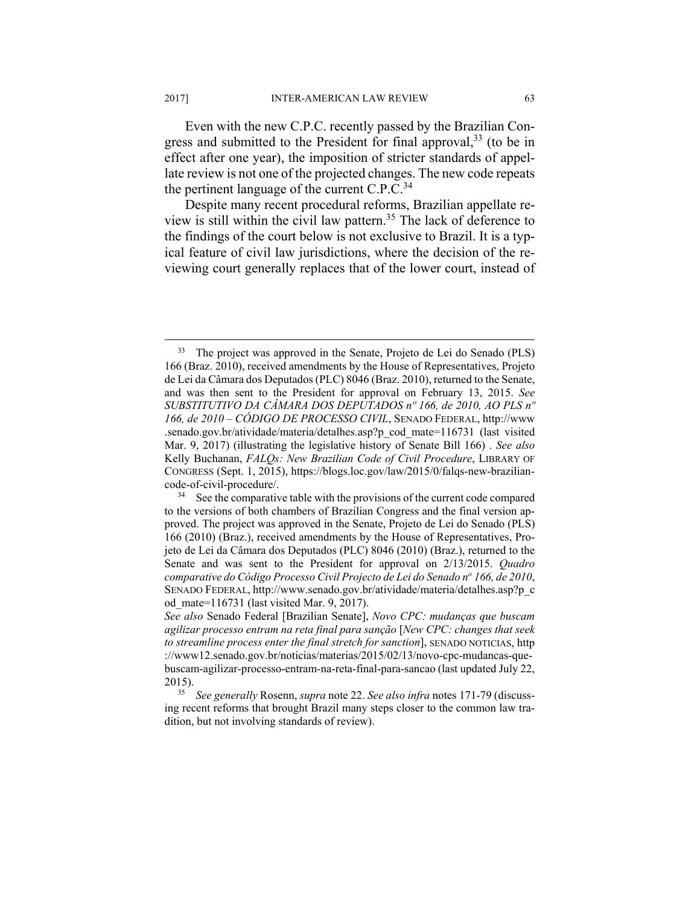Even with the new C.P.C. recently passed by the Brazilian Congress and submitted to the President for final approval,[33] (to be in effect after one year), the imposition of stricter standards of appellate review is not one of the projected changes. The new code repeats the pertinent language of the current C.P.C.[34]

Despite many recent procedural reforms, Brazilian appellate review is still within the civil law pattern.[35] The lack of deference to the findings of the court below is not exclusive to Brazil. It is a typical feature of civil law jurisdictions, where the decision of the reviewing court generally replaces that of the lower court, instead of

---

[33] The project was approved in the Senate, Projeto de Lei do Senado (PLS) 166 (Braz. 2010), received amendments by the House of Representatives, Projeto de Lei da Câmara dos Deputados (PLC) 8046 (Braz. 2010), returned to the Senate, and was then sent to the President for approval on February 13, 2015. *See SUBSTITUTIVO DA CÂMARA DOS DEPUTADOS nº 166, de 2010, AO PLS nº 166, de 2010 – CÓDIGO DE PROCESSO CIVIL*, SENADO FEDERAL, http://www.senado.gov.br/atividade/materia/detalhes.asp?p_cod_mate=116731 (last visited Mar. 9, 2017) (illustrating the legislative history of Senate Bill 166) . *See also* Kelly Buchanan, *FALQs: New Brazilian Code of Civil Procedure*, LIBRARY OF CONGRESS (Sept. 1, 2015), https://blogs.loc.gov/law/2015/0/falqs-new-brazilian-code-of-civil-procedure/.

[34] See the comparative table with the provisions of the current code compared to the versions of both chambers of Brazilian Congress and the final version approved. The project was approved in the Senate, Projeto de Lei do Senado (PLS) 166 (2010) (Braz.), received amendments by the House of Representatives, Projeto de Lei da Câmara dos Deputados (PLC) 8046 (2010) (Braz.), returned to the Senate and was sent to the President for approval on 2/13/2015. *Quadro comparative do Código Processo Civil Projecto de Lei do Senado nº 166, de 2010*, SENADO FEDERAL, http://www.senado.gov.br/atividade/materia/detalhes.asp?p_cod_mate=116731 (last visited Mar. 9, 2017).

*See also* Senado Federal [Brazilian Senate], *Novo CPC: mudanças que buscam agilizar processo entram na reta final para sanção* [*New CPC: changes that seek to streamline process enter the final stretch for sanction*], SENADO NOTICIAS, http://www12.senado.gov.br/noticias/materias/2015/02/13/novo-cpc-mudancas-que-buscam-agilizar-processo-entram-na-reta-final-para-sancao (last updated July 22, 2015).

[35] *See generally* Rosenn, *supra* note 22. *See also infra* notes 171-79 (discussing recent reforms that brought Brazil many steps closer to the common law tradition, but not involving standards of review).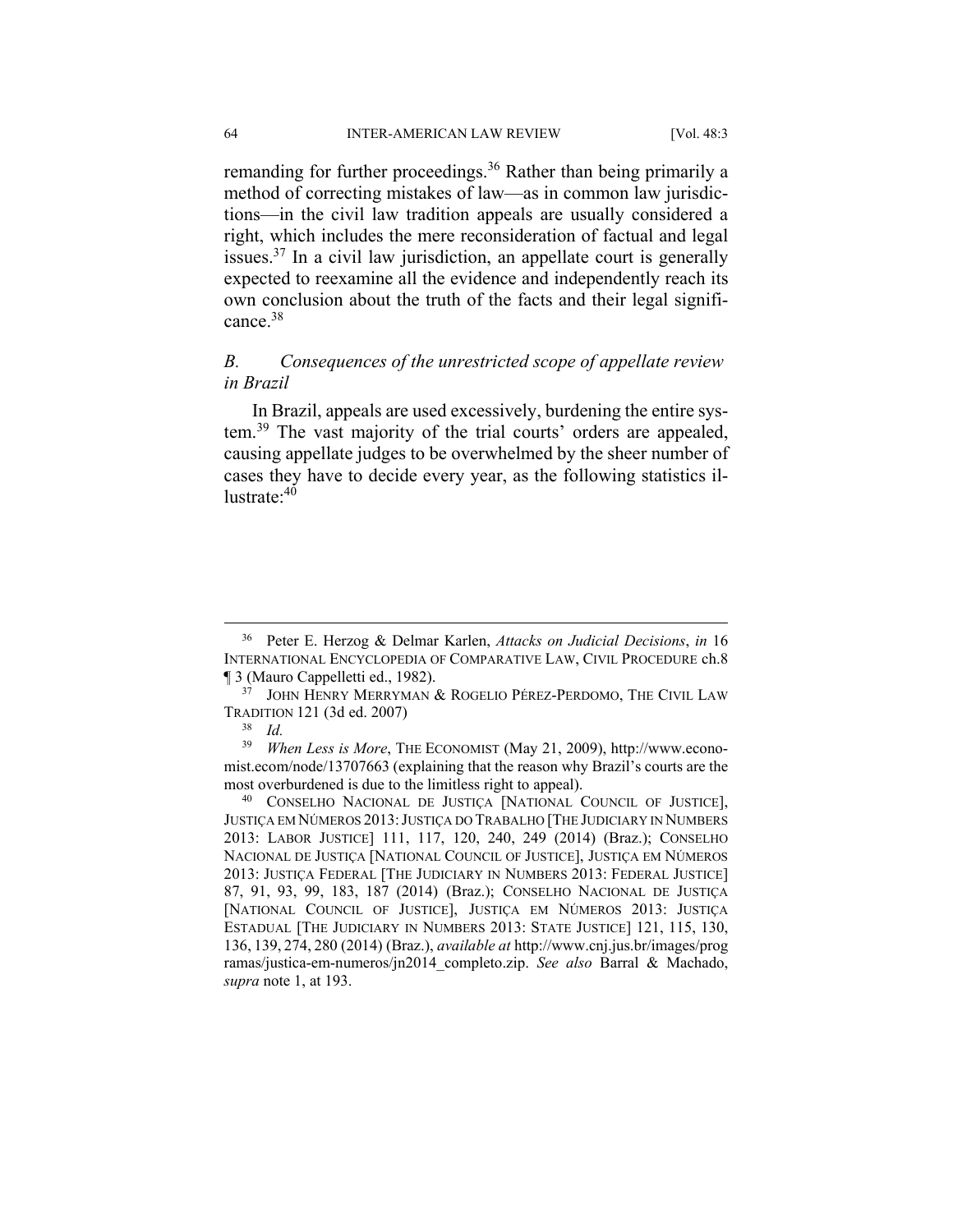remanding for further proceedings.[36] Rather than being primarily a method of correcting mistakes of law—as in common law jurisdictions—in the civil law tradition appeals are usually considered a right, which includes the mere reconsideration of factual and legal issues.[37] In a civil law jurisdiction, an appellate court is generally expected to reexamine all the evidence and independently reach its own conclusion about the truth of the facts and their legal significance.[38]

### *B. Consequences of the unrestricted scope of appellate review in Brazil*

In Brazil, appeals are used excessively, burdening the entire system.[39] The vast majority of the trial courts' orders are appealed, causing appellate judges to be overwhelmed by the sheer number of cases they have to decide every year, as the following statistics illustrate:[40]

---

[36] Peter E. Herzog & Delmar Karlen, *Attacks on Judicial Decisions*, *in* 16 INTERNATIONAL ENCYCLOPEDIA OF COMPARATIVE LAW, CIVIL PROCEDURE ch.8 ¶ 3 (Mauro Cappelletti ed., 1982).

[37] JOHN HENRY MERRYMAN & ROGELIO PÉREZ-PERDOMO, THE CIVIL LAW TRADITION 121 (3d ed. 2007)

[38] *Id.*

[39] *When Less is More*, THE ECONOMIST (May 21, 2009), http://www.economist.ecom/node/13707663 (explaining that the reason why Brazil's courts are the most overburdened is due to the limitless right to appeal).

[40] CONSELHO NACIONAL DE JUSTIÇA [NATIONAL COUNCIL OF JUSTICE], JUSTIÇA EM NÚMEROS 2013: JUSTIÇA DO TRABALHO [THE JUDICIARY IN NUMBERS 2013: LABOR JUSTICE] 111, 117, 120, 240, 249 (2014) (Braz.); CONSELHO NACIONAL DE JUSTIÇA [NATIONAL COUNCIL OF JUSTICE], JUSTIÇA EM NÚMEROS 2013: JUSTIÇA FEDERAL [THE JUDICIARY IN NUMBERS 2013: FEDERAL JUSTICE] 87, 91, 93, 99, 183, 187 (2014) (Braz.); CONSELHO NACIONAL DE JUSTIÇA [NATIONAL COUNCIL OF JUSTICE], JUSTIÇA EM NÚMEROS 2013: JUSTIÇA ESTADUAL [THE JUDICIARY IN NUMBERS 2013: STATE JUSTICE] 121, 115, 130, 136, 139, 274, 280 (2014) (Braz.), *available at* http://www.cnj.jus.br/images/programas/justica-em-numeros/jn2014_completo.zip. *See also* Barral & Machado, *supra* note 1, at 193.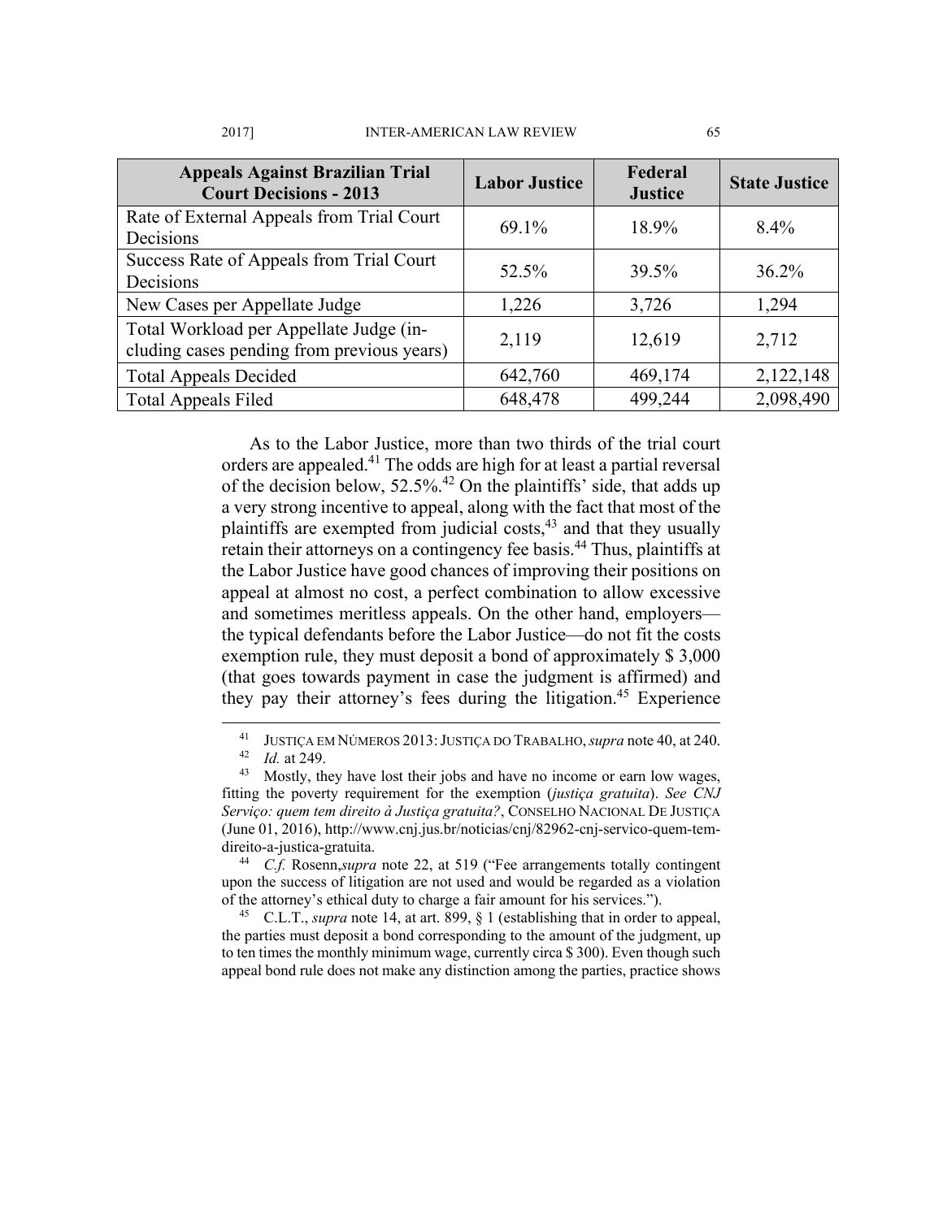| Appeals Against Brazilian Trial Court Decisions - 2013 | Labor Justice | Federal Justice | State Justice |
|---|---|---|---|
| Rate of External Appeals from Trial Court Decisions | 69.1% | 18.9% | 8.4% |
| Success Rate of Appeals from Trial Court Decisions | 52.5% | 39.5% | 36.2% |
| New Cases per Appellate Judge | 1,226 | 3,726 | 1,294 |
| Total Workload per Appellate Judge (including cases pending from previous years) | 2,119 | 12,619 | 2,712 |
| Total Appeals Decided | 642,760 | 469,174 | 2,122,148 |
| Total Appeals Filed | 648,478 | 499,244 | 2,098,490 |

As to the Labor Justice, more than two thirds of the trial court orders are appealed.[41] The odds are high for at least a partial reversal of the decision below, 52.5%.[42] On the plaintiffs' side, that adds up a very strong incentive to appeal, along with the fact that most of the plaintiffs are exempted from judicial costs,[43] and that they usually retain their attorneys on a contingency fee basis.[44] Thus, plaintiffs at the Labor Justice have good chances of improving their positions on appeal at almost no cost, a perfect combination to allow excessive and sometimes meritless appeals. On the other hand, employers—the typical defendants before the Labor Justice—do not fit the costs exemption rule, they must deposit a bond of approximately $ 3,000 (that goes towards payment in case the judgment is affirmed) and they pay their attorney's fees during the litigation.[45] Experience

---

[41] JUSTIÇA EM NÚMEROS 2013: JUSTIÇA DO TRABALHO, *supra* note 40, at 240.

[42] *Id.* at 249.

[43] Mostly, they have lost their jobs and have no income or earn low wages, fitting the poverty requirement for the exemption (*justiça gratuita*). *See CNJ Serviço: quem tem direito à Justiça gratuita?*, CONSELHO NACIONAL DE JUSTIÇA (June 01, 2016), http://www.cnj.jus.br/noticias/cnj/82962-cnj-servico-quem-tem-direito-a-justica-gratuita.

[44] *C.f.* Rosenn,*supra* note 22, at 519 ("Fee arrangements totally contingent upon the success of litigation are not used and would be regarded as a violation of the attorney's ethical duty to charge a fair amount for his services.").

[45] C.L.T., *supra* note 14, at art. 899, § 1 (establishing that in order to appeal, the parties must deposit a bond corresponding to the amount of the judgment, up to ten times the monthly minimum wage, currently circa $ 300). Even though such appeal bond rule does not make any distinction among the parties, practice shows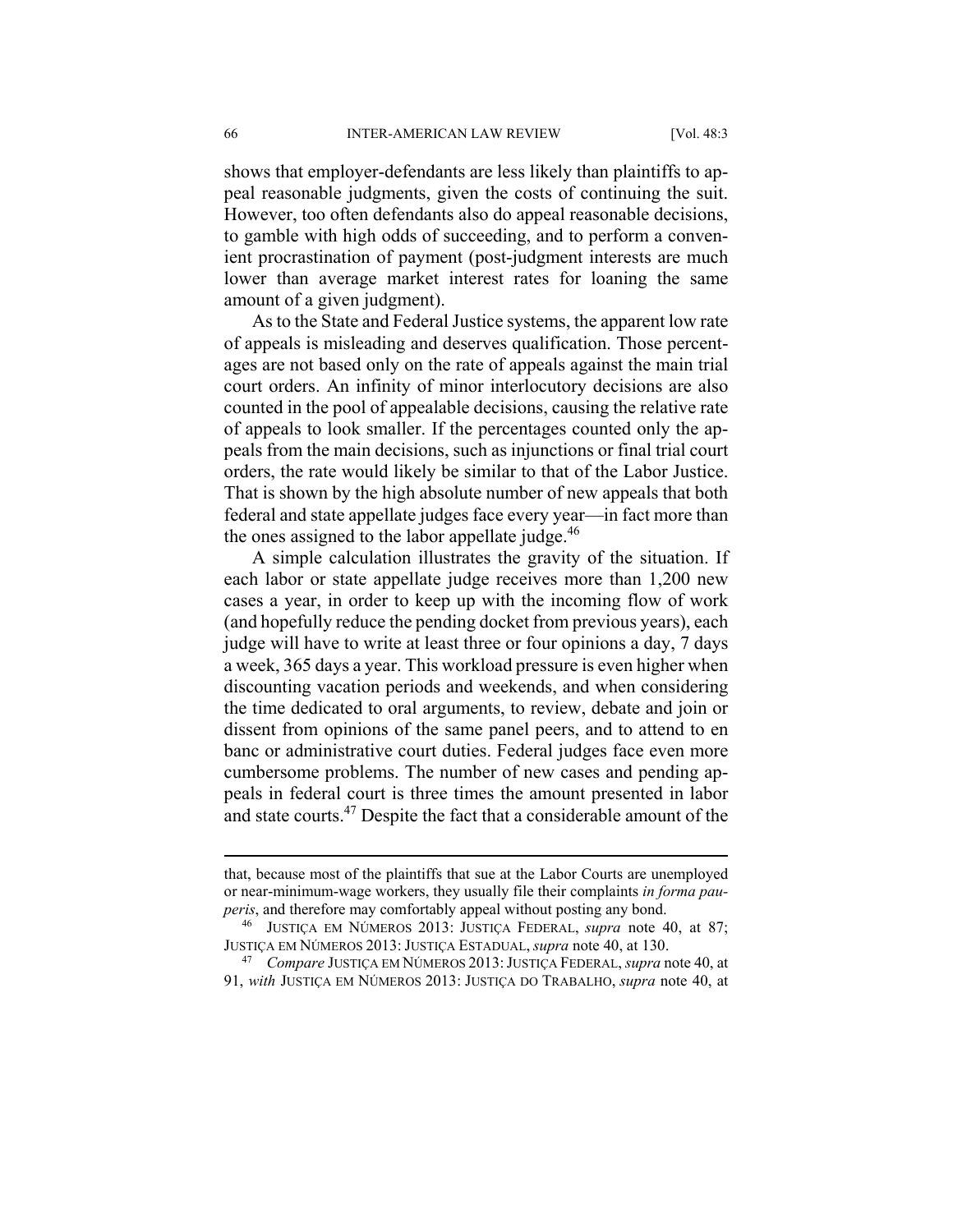shows that employer-defendants are less likely than plaintiffs to appeal reasonable judgments, given the costs of continuing the suit. However, too often defendants also do appeal reasonable decisions, to gamble with high odds of succeeding, and to perform a convenient procrastination of payment (post-judgment interests are much lower than average market interest rates for loaning the same amount of a given judgment).

As to the State and Federal Justice systems, the apparent low rate of appeals is misleading and deserves qualification. Those percentages are not based only on the rate of appeals against the main trial court orders. An infinity of minor interlocutory decisions are also counted in the pool of appealable decisions, causing the relative rate of appeals to look smaller. If the percentages counted only the appeals from the main decisions, such as injunctions or final trial court orders, the rate would likely be similar to that of the Labor Justice. That is shown by the high absolute number of new appeals that both federal and state appellate judges face every year—in fact more than the ones assigned to the labor appellate judge.[46]

A simple calculation illustrates the gravity of the situation. If each labor or state appellate judge receives more than 1,200 new cases a year, in order to keep up with the incoming flow of work (and hopefully reduce the pending docket from previous years), each judge will have to write at least three or four opinions a day, 7 days a week, 365 days a year. This workload pressure is even higher when discounting vacation periods and weekends, and when considering the time dedicated to oral arguments, to review, debate and join or dissent from opinions of the same panel peers, and to attend to en banc or administrative court duties. Federal judges face even more cumbersome problems. The number of new cases and pending appeals in federal court is three times the amount presented in labor and state courts.[47] Despite the fact that a considerable amount of the

---

that, because most of the plaintiffs that sue at the Labor Courts are unemployed or near-minimum-wage workers, they usually file their complaints *in forma pauperis*, and therefore may comfortably appeal without posting any bond.

[46] JUSTIÇA EM NÚMEROS 2013: JUSTIÇA FEDERAL, *supra* note 40, at 87; JUSTIÇA EM NÚMEROS 2013: JUSTIÇA ESTADUAL, *supra* note 40, at 130.

[47] *Compare* JUSTIÇA EM NÚMEROS 2013: JUSTIÇA FEDERAL, *supra* note 40, at 91, *with* JUSTIÇA EM NÚMEROS 2013: JUSTIÇA DO TRABALHO, *supra* note 40, at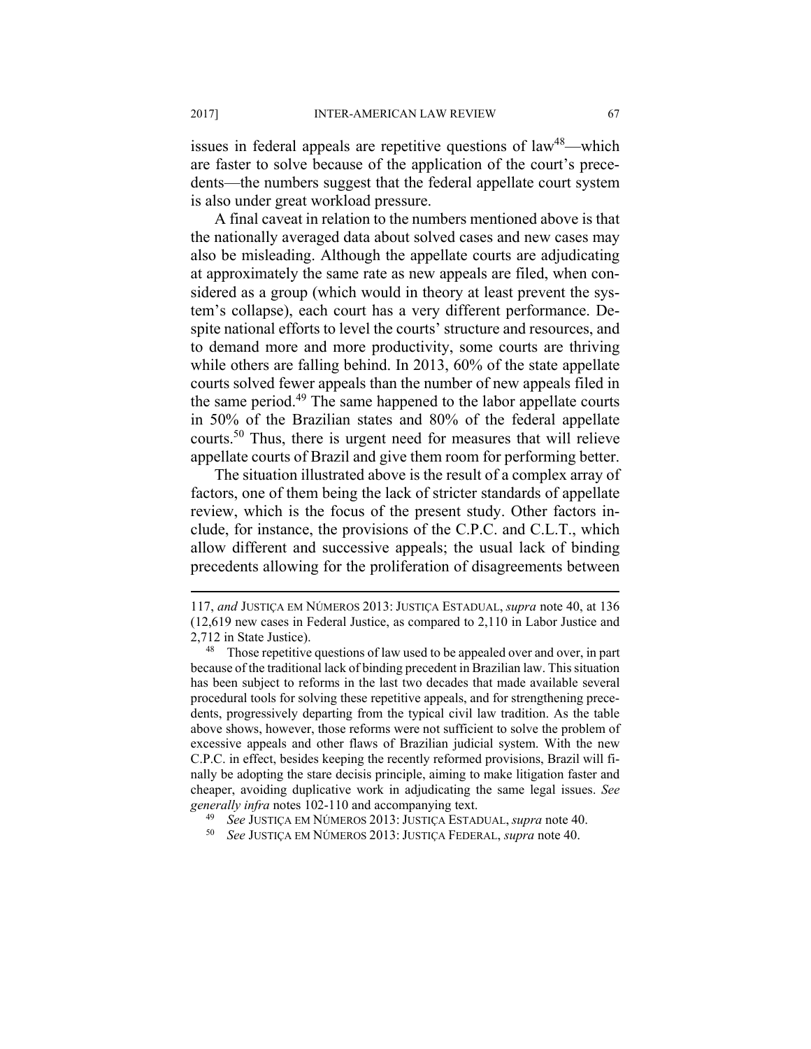issues in federal appeals are repetitive questions of law[48]—which are faster to solve because of the application of the court's precedents—the numbers suggest that the federal appellate court system is also under great workload pressure.

A final caveat in relation to the numbers mentioned above is that the nationally averaged data about solved cases and new cases may also be misleading. Although the appellate courts are adjudicating at approximately the same rate as new appeals are filed, when considered as a group (which would in theory at least prevent the system's collapse), each court has a very different performance. Despite national efforts to level the courts' structure and resources, and to demand more and more productivity, some courts are thriving while others are falling behind. In 2013, 60% of the state appellate courts solved fewer appeals than the number of new appeals filed in the same period.[49] The same happened to the labor appellate courts in 50% of the Brazilian states and 80% of the federal appellate courts.[50] Thus, there is urgent need for measures that will relieve appellate courts of Brazil and give them room for performing better.

The situation illustrated above is the result of a complex array of factors, one of them being the lack of stricter standards of appellate review, which is the focus of the present study. Other factors include, for instance, the provisions of the C.P.C. and C.L.T., which allow different and successive appeals; the usual lack of binding precedents allowing for the proliferation of disagreements between

---

117, *and* JUSTIÇA EM NÚMEROS 2013: JUSTIÇA ESTADUAL, *supra* note 40, at 136 (12,619 new cases in Federal Justice, as compared to 2,110 in Labor Justice and 2,712 in State Justice).

[48] Those repetitive questions of law used to be appealed over and over, in part because of the traditional lack of binding precedent in Brazilian law. This situation has been subject to reforms in the last two decades that made available several procedural tools for solving these repetitive appeals, and for strengthening precedents, progressively departing from the typical civil law tradition. As the table above shows, however, those reforms were not sufficient to solve the problem of excessive appeals and other flaws of Brazilian judicial system. With the new C.P.C. in effect, besides keeping the recently reformed provisions, Brazil will finally be adopting the stare decisis principle, aiming to make litigation faster and cheaper, avoiding duplicative work in adjudicating the same legal issues. *See generally infra* notes 102-110 and accompanying text.

[49] *See* JUSTIÇA EM NÚMEROS 2013: JUSTIÇA ESTADUAL, *supra* note 40.

[50] *See* JUSTIÇA EM NÚMEROS 2013: JUSTIÇA FEDERAL, *supra* note 40.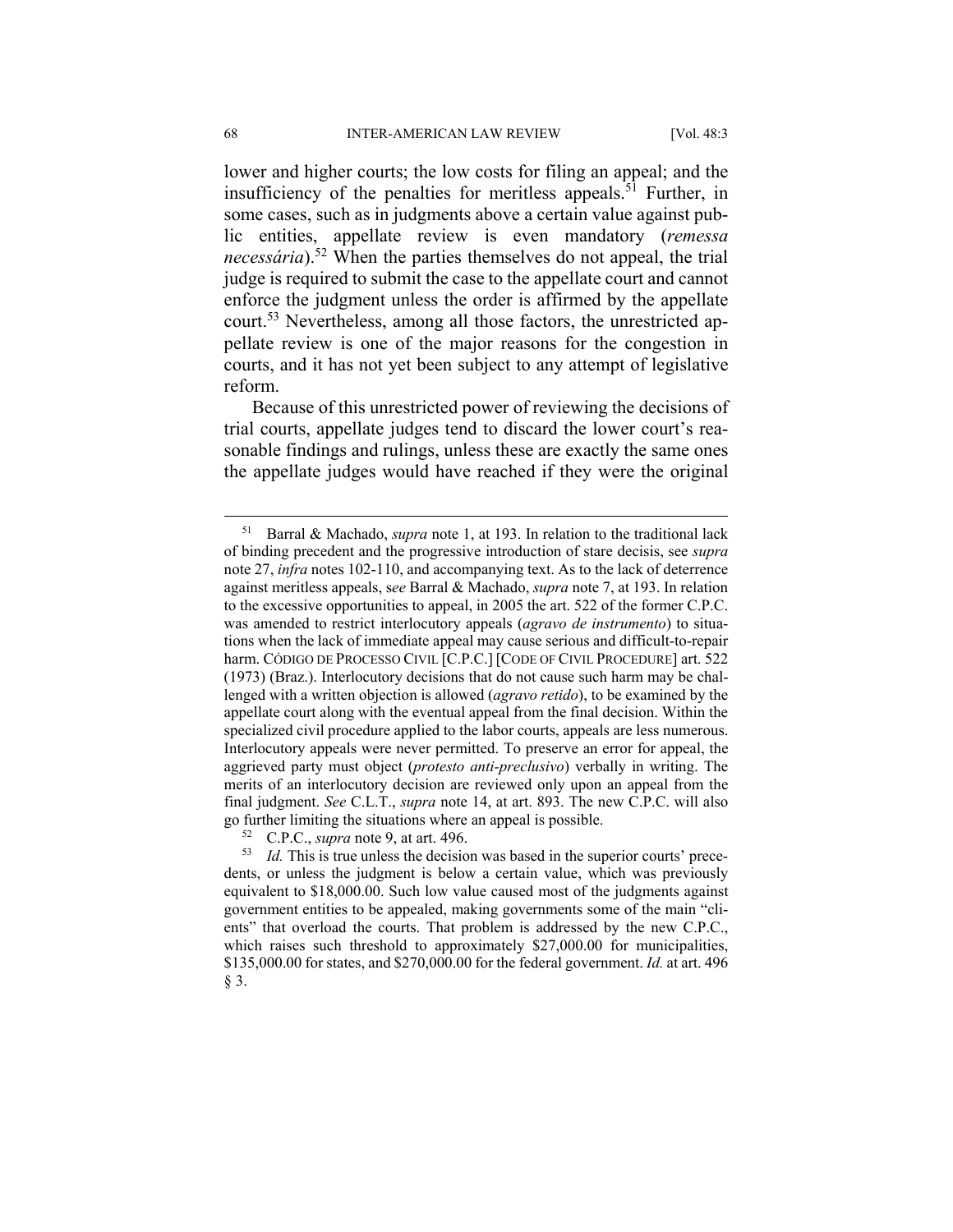lower and higher courts; the low costs for filing an appeal; and the insufficiency of the penalties for meritless appeals.[51] Further, in some cases, such as in judgments above a certain value against public entities, appellate review is even mandatory (*remessa necessária*).[52] When the parties themselves do not appeal, the trial judge is required to submit the case to the appellate court and cannot enforce the judgment unless the order is affirmed by the appellate court.[53] Nevertheless, among all those factors, the unrestricted appellate review is one of the major reasons for the congestion in courts, and it has not yet been subject to any attempt of legislative reform.

Because of this unrestricted power of reviewing the decisions of trial courts, appellate judges tend to discard the lower court's reasonable findings and rulings, unless these are exactly the same ones the appellate judges would have reached if they were the original

---

[51] Barral & Machado, *supra* note 1, at 193. In relation to the traditional lack of binding precedent and the progressive introduction of stare decisis, see *supra* note 27, *infra* notes 102-110, and accompanying text. As to the lack of deterrence against meritless appeals, s*ee* Barral & Machado, *supra* note 7, at 193. In relation to the excessive opportunities to appeal, in 2005 the art. 522 of the former C.P.C. was amended to restrict interlocutory appeals (*agravo de instrumento*) to situations when the lack of immediate appeal may cause serious and difficult-to-repair harm. CÓDIGO DE PROCESSO CIVIL [C.P.C.] [CODE OF CIVIL PROCEDURE] art. 522 (1973) (Braz.). Interlocutory decisions that do not cause such harm may be challenged with a written objection is allowed (*agravo retido*), to be examined by the appellate court along with the eventual appeal from the final decision. Within the specialized civil procedure applied to the labor courts, appeals are less numerous. Interlocutory appeals were never permitted. To preserve an error for appeal, the aggrieved party must object (*protesto anti-preclusivo*) verbally in writing. The merits of an interlocutory decision are reviewed only upon an appeal from the final judgment. *See* C.L.T., *supra* note 14, at art. 893. The new C.P.C. will also go further limiting the situations where an appeal is possible.

[52] C.P.C., *supra* note 9, at art. 496.

[53] *Id.* This is true unless the decision was based in the superior courts' precedents, or unless the judgment is below a certain value, which was previously equivalent to $18,000.00. Such low value caused most of the judgments against government entities to be appealed, making governments some of the main "clients" that overload the courts. That problem is addressed by the new C.P.C., which raises such threshold to approximately $27,000.00 for municipalities, $135,000.00 for states, and $270,000.00 for the federal government. *Id.* at art. 496 § 3.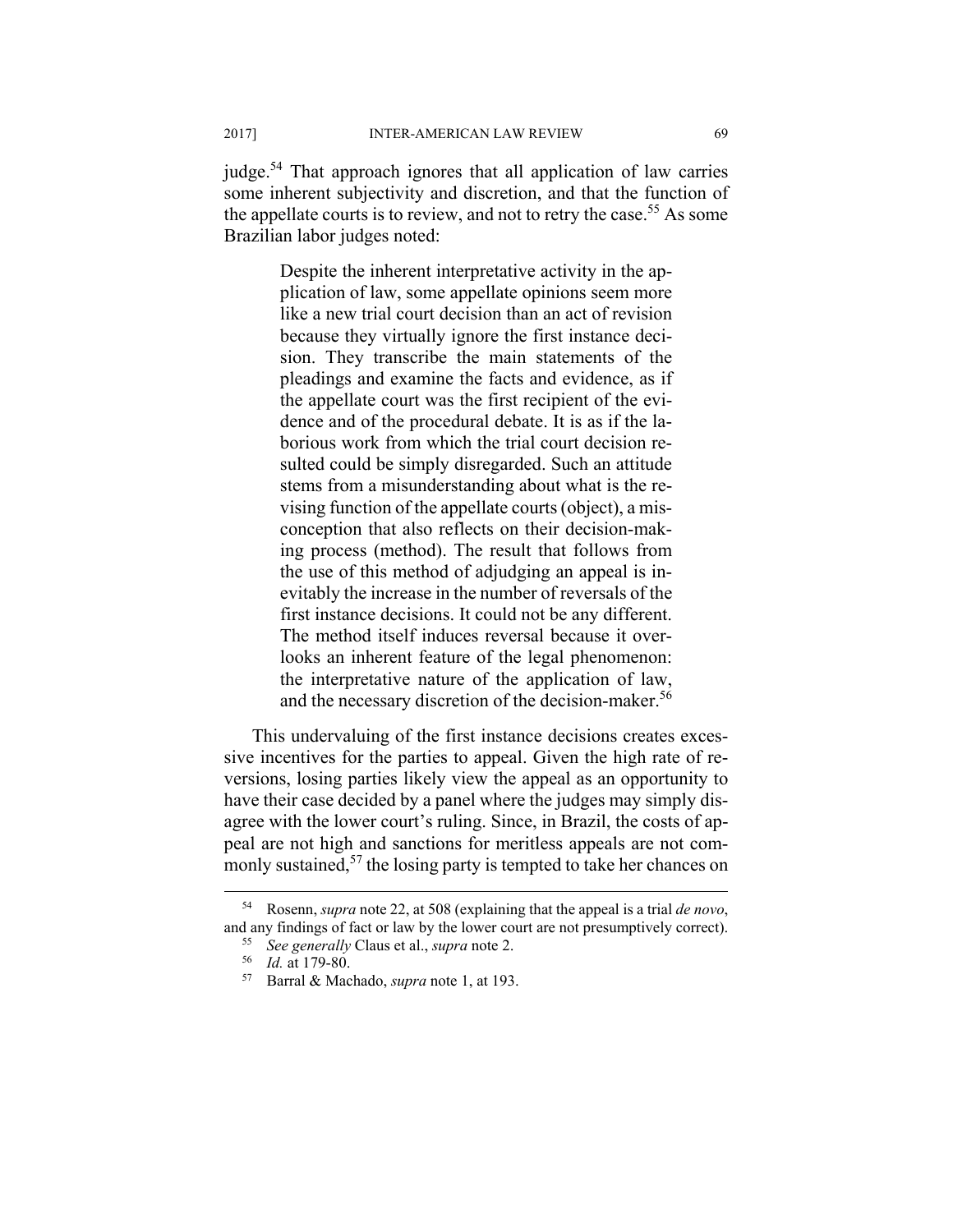judge.[54] That approach ignores that all application of law carries some inherent subjectivity and discretion, and that the function of the appellate courts is to review, and not to retry the case.[55] As some Brazilian labor judges noted:

> Despite the inherent interpretative activity in the application of law, some appellate opinions seem more like a new trial court decision than an act of revision because they virtually ignore the first instance decision. They transcribe the main statements of the pleadings and examine the facts and evidence, as if the appellate court was the first recipient of the evidence and of the procedural debate. It is as if the laborious work from which the trial court decision resulted could be simply disregarded. Such an attitude stems from a misunderstanding about what is the revising function of the appellate courts (object), a misconception that also reflects on their decision-making process (method). The result that follows from the use of this method of adjudging an appeal is inevitably the increase in the number of reversals of the first instance decisions. It could not be any different. The method itself induces reversal because it overlooks an inherent feature of the legal phenomenon: the interpretative nature of the application of law, and the necessary discretion of the decision-maker.[56]

This undervaluing of the first instance decisions creates excessive incentives for the parties to appeal. Given the high rate of reversions, losing parties likely view the appeal as an opportunity to have their case decided by a panel where the judges may simply disagree with the lower court's ruling. Since, in Brazil, the costs of appeal are not high and sanctions for meritless appeals are not commonly sustained,[57] the losing party is tempted to take her chances on

---

[54] Rosenn, *supra* note 22, at 508 (explaining that the appeal is a trial *de novo*, and any findings of fact or law by the lower court are not presumptively correct).

[55] *See generally* Claus et al., *supra* note 2.

[56] *Id.* at 179-80.

[57] Barral & Machado, *supra* note 1, at 193.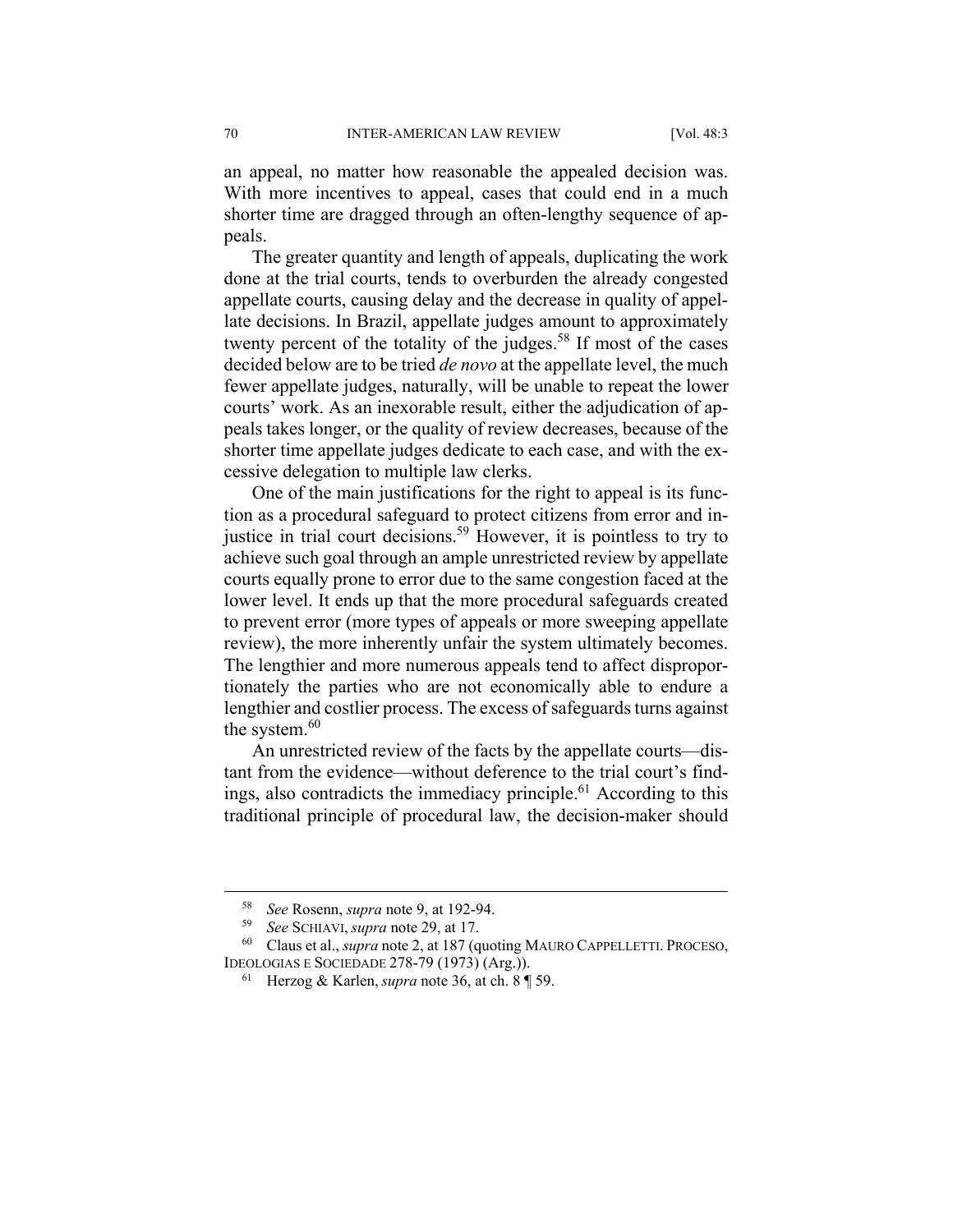an appeal, no matter how reasonable the appealed decision was. With more incentives to appeal, cases that could end in a much shorter time are dragged through an often-lengthy sequence of appeals.

The greater quantity and length of appeals, duplicating the work done at the trial courts, tends to overburden the already congested appellate courts, causing delay and the decrease in quality of appellate decisions. In Brazil, appellate judges amount to approximately twenty percent of the totality of the judges.[58] If most of the cases decided below are to be tried *de novo* at the appellate level, the much fewer appellate judges, naturally, will be unable to repeat the lower courts' work. As an inexorable result, either the adjudication of appeals takes longer, or the quality of review decreases, because of the shorter time appellate judges dedicate to each case, and with the excessive delegation to multiple law clerks.

One of the main justifications for the right to appeal is its function as a procedural safeguard to protect citizens from error and injustice in trial court decisions.[59] However, it is pointless to try to achieve such goal through an ample unrestricted review by appellate courts equally prone to error due to the same congestion faced at the lower level. It ends up that the more procedural safeguards created to prevent error (more types of appeals or more sweeping appellate review), the more inherently unfair the system ultimately becomes. The lengthier and more numerous appeals tend to affect disproportionately the parties who are not economically able to endure a lengthier and costlier process. The excess of safeguards turns against the system.[60]

An unrestricted review of the facts by the appellate courts—distant from the evidence—without deference to the trial court's findings, also contradicts the immediacy principle.[61] According to this traditional principle of procedural law, the decision-maker should

---

[58] *See* Rosenn, *supra* note 9, at 192-94.

[59] *See* SCHIAVI, *supra* note 29, at 17.

[60] Claus et al., *supra* note 2, at 187 (quoting MAURO CAPPELLETTI. PROCESO, IDEOLOGIAS E SOCIEDADE 278-79 (1973) (Arg.)).

[61] Herzog & Karlen, *supra* note 36, at ch. 8 ¶ 59.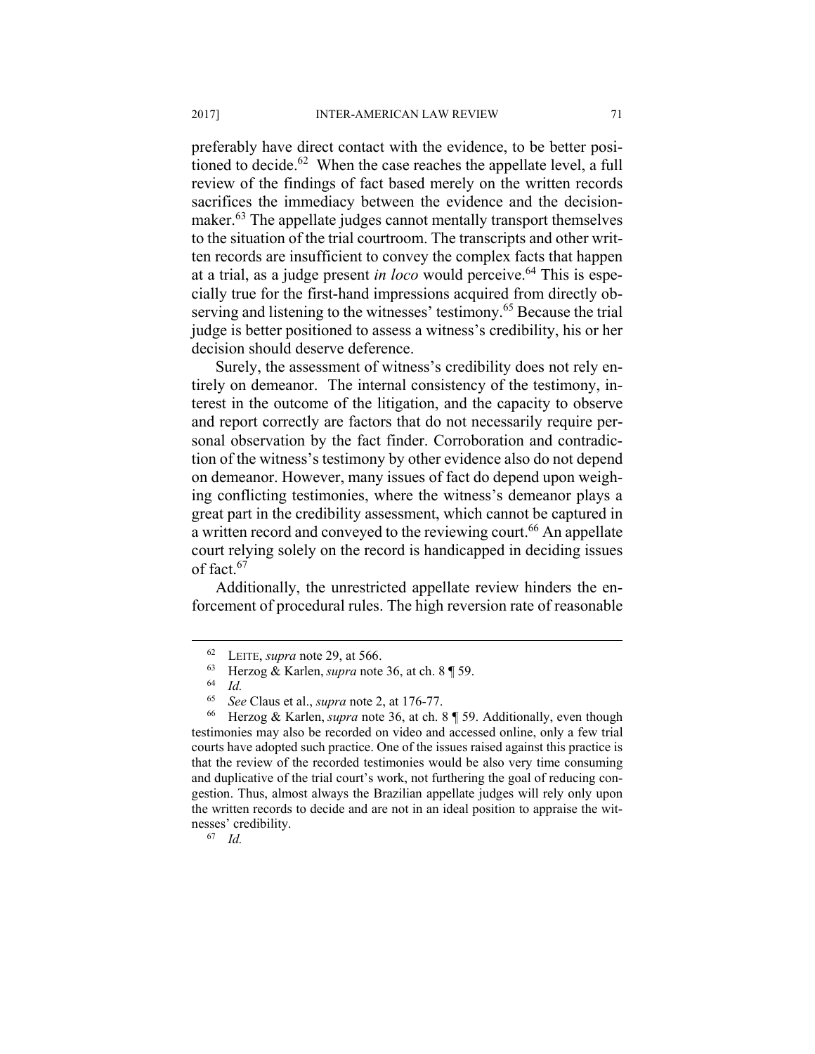preferably have direct contact with the evidence, to be better positioned to decide.[62] When the case reaches the appellate level, a full review of the findings of fact based merely on the written records sacrifices the immediacy between the evidence and the decision-maker.[63] The appellate judges cannot mentally transport themselves to the situation of the trial courtroom. The transcripts and other written records are insufficient to convey the complex facts that happen at a trial, as a judge present *in loco* would perceive.[64] This is especially true for the first-hand impressions acquired from directly observing and listening to the witnesses' testimony.[65] Because the trial judge is better positioned to assess a witness's credibility, his or her decision should deserve deference.

Surely, the assessment of witness's credibility does not rely entirely on demeanor. The internal consistency of the testimony, interest in the outcome of the litigation, and the capacity to observe and report correctly are factors that do not necessarily require personal observation by the fact finder. Corroboration and contradiction of the witness's testimony by other evidence also do not depend on demeanor. However, many issues of fact do depend upon weighing conflicting testimonies, where the witness's demeanor plays a great part in the credibility assessment, which cannot be captured in a written record and conveyed to the reviewing court.[66] An appellate court relying solely on the record is handicapped in deciding issues of fact.[67]

Additionally, the unrestricted appellate review hinders the enforcement of procedural rules. The high reversion rate of reasonable

---

[62] LEITE, *supra* note 29, at 566.

[63] Herzog & Karlen, *supra* note 36, at ch. 8 ¶ 59.

[64] *Id.*

[65] *See* Claus et al., *supra* note 2, at 176-77.

[66] Herzog & Karlen, *supra* note 36, at ch. 8 ¶ 59. Additionally, even though testimonies may also be recorded on video and accessed online, only a few trial courts have adopted such practice. One of the issues raised against this practice is that the review of the recorded testimonies would be also very time consuming and duplicative of the trial court's work, not furthering the goal of reducing congestion. Thus, almost always the Brazilian appellate judges will rely only upon the written records to decide and are not in an ideal position to appraise the witnesses' credibility.

[67] *Id.*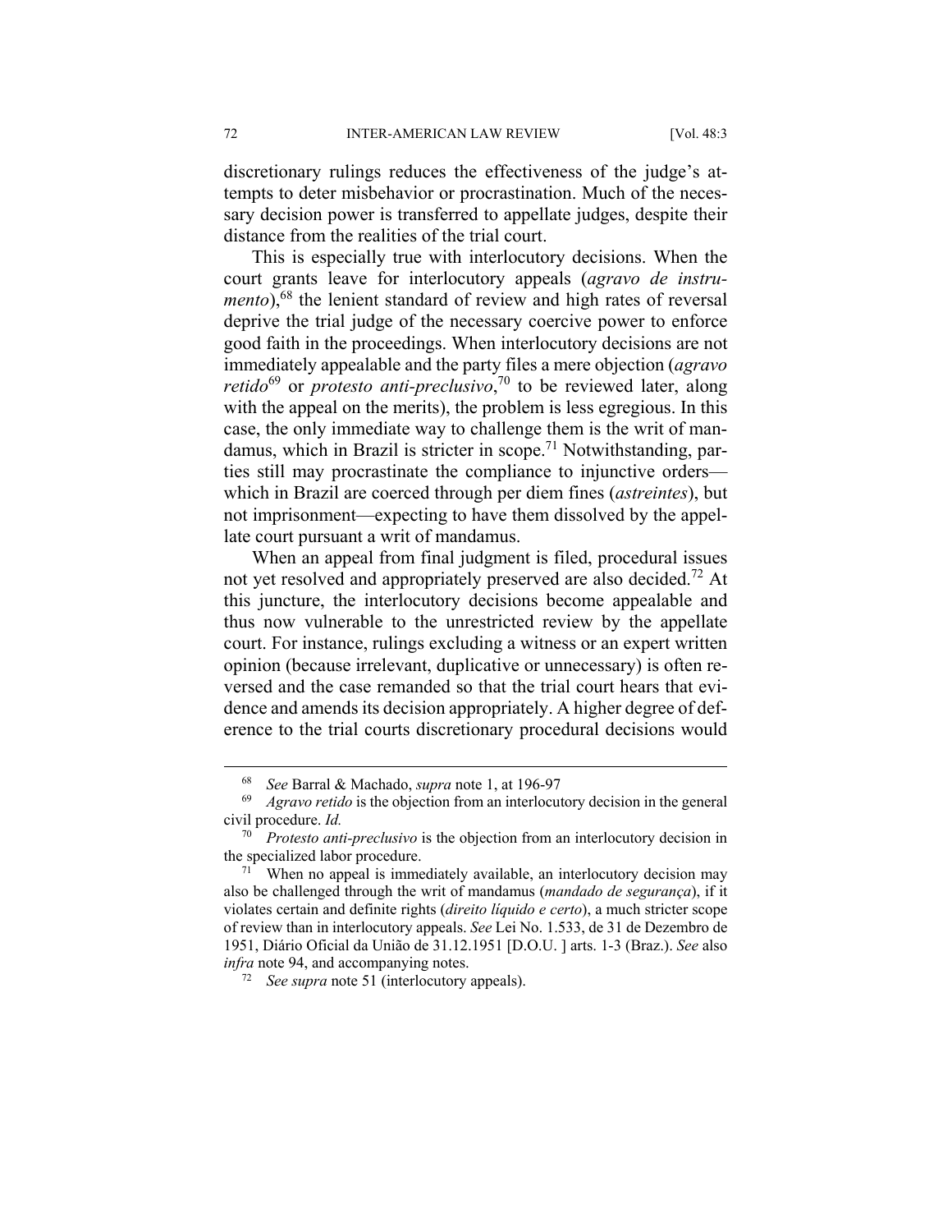discretionary rulings reduces the effectiveness of the judge's attempts to deter misbehavior or procrastination. Much of the necessary decision power is transferred to appellate judges, despite their distance from the realities of the trial court.

This is especially true with interlocutory decisions. When the court grants leave for interlocutory appeals (*agravo de instrumento*),[68] the lenient standard of review and high rates of reversal deprive the trial judge of the necessary coercive power to enforce good faith in the proceedings. When interlocutory decisions are not immediately appealable and the party files a mere objection (*agravo retido*[69] or *protesto anti-preclusivo*,[70] to be reviewed later, along with the appeal on the merits), the problem is less egregious. In this case, the only immediate way to challenge them is the writ of mandamus, which in Brazil is stricter in scope.[71] Notwithstanding, parties still may procrastinate the compliance to injunctive orders—which in Brazil are coerced through per diem fines (*astreintes*), but not imprisonment—expecting to have them dissolved by the appellate court pursuant a writ of mandamus.

When an appeal from final judgment is filed, procedural issues not yet resolved and appropriately preserved are also decided.[72] At this juncture, the interlocutory decisions become appealable and thus now vulnerable to the unrestricted review by the appellate court. For instance, rulings excluding a witness or an expert written opinion (because irrelevant, duplicative or unnecessary) is often reversed and the case remanded so that the trial court hears that evidence and amends its decision appropriately. A higher degree of deference to the trial courts discretionary procedural decisions would

---

[68] *See* Barral & Machado, *supra* note 1, at 196-97

[69] *Agravo retido* is the objection from an interlocutory decision in the general civil procedure. *Id.*

[70] *Protesto anti-preclusivo* is the objection from an interlocutory decision in the specialized labor procedure.

[71] When no appeal is immediately available, an interlocutory decision may also be challenged through the writ of mandamus (*mandado de segurança*), if it violates certain and definite rights (*direito líquido e certo*), a much stricter scope of review than in interlocutory appeals. *See* Lei No. 1.533, de 31 de Dezembro de 1951, Diário Oficial da União de 31.12.1951 [D.O.U. ] arts. 1-3 (Braz.). *See* also *infra* note 94, and accompanying notes.

[72] *See supra* note 51 (interlocutory appeals).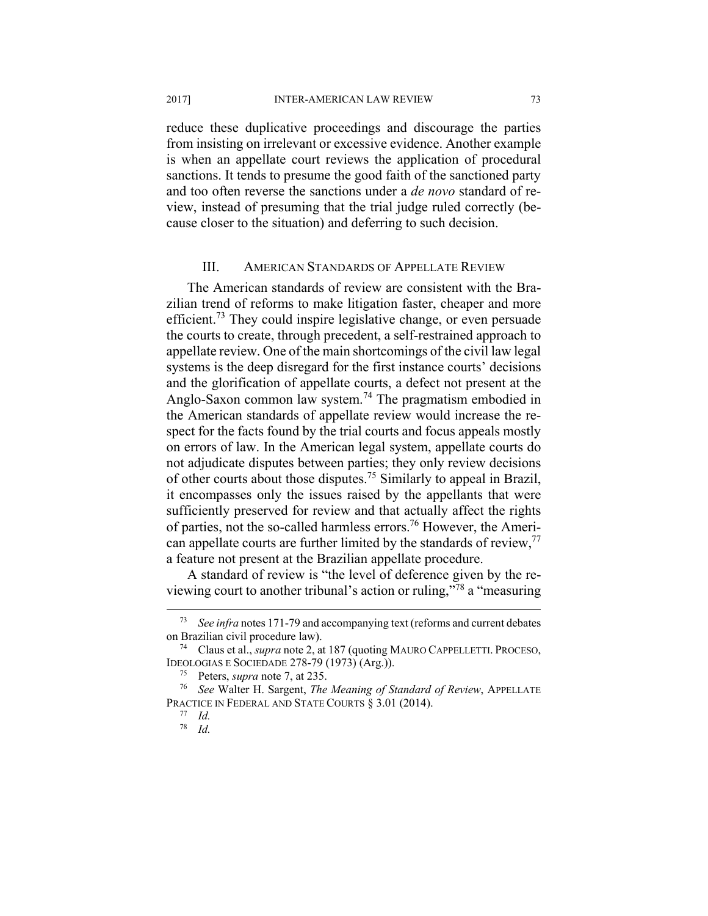reduce these duplicative proceedings and discourage the parties from insisting on irrelevant or excessive evidence. Another example is when an appellate court reviews the application of procedural sanctions. It tends to presume the good faith of the sanctioned party and too often reverse the sanctions under a *de novo* standard of review, instead of presuming that the trial judge ruled correctly (because closer to the situation) and deferring to such decision.

## III. AMERICAN STANDARDS OF APPELLATE REVIEW

The American standards of review are consistent with the Brazilian trend of reforms to make litigation faster, cheaper and more efficient.[73] They could inspire legislative change, or even persuade the courts to create, through precedent, a self-restrained approach to appellate review. One of the main shortcomings of the civil law legal systems is the deep disregard for the first instance courts' decisions and the glorification of appellate courts, a defect not present at the Anglo-Saxon common law system.[74] The pragmatism embodied in the American standards of appellate review would increase the respect for the facts found by the trial courts and focus appeals mostly on errors of law. In the American legal system, appellate courts do not adjudicate disputes between parties; they only review decisions of other courts about those disputes.[75] Similarly to appeal in Brazil, it encompasses only the issues raised by the appellants that were sufficiently preserved for review and that actually affect the rights of parties, not the so-called harmless errors.[76] However, the American appellate courts are further limited by the standards of review,[77] a feature not present at the Brazilian appellate procedure.

A standard of review is "the level of deference given by the reviewing court to another tribunal's action or ruling,"[78] a "measuring

---

[73] *See infra* notes 171-79 and accompanying text (reforms and current debates on Brazilian civil procedure law).

[74] Claus et al., *supra* note 2, at 187 (quoting MAURO CAPPELLETTI. PROCESO, IDEOLOGIAS E SOCIEDADE 278-79 (1973) (Arg.)).

[75] Peters, *supra* note 7, at 235.

[76] *See* Walter H. Sargent, *The Meaning of Standard of Review*, APPELLATE PRACTICE IN FEDERAL AND STATE COURTS § 3.01 (2014).

[77] *Id.*

[78] *Id.*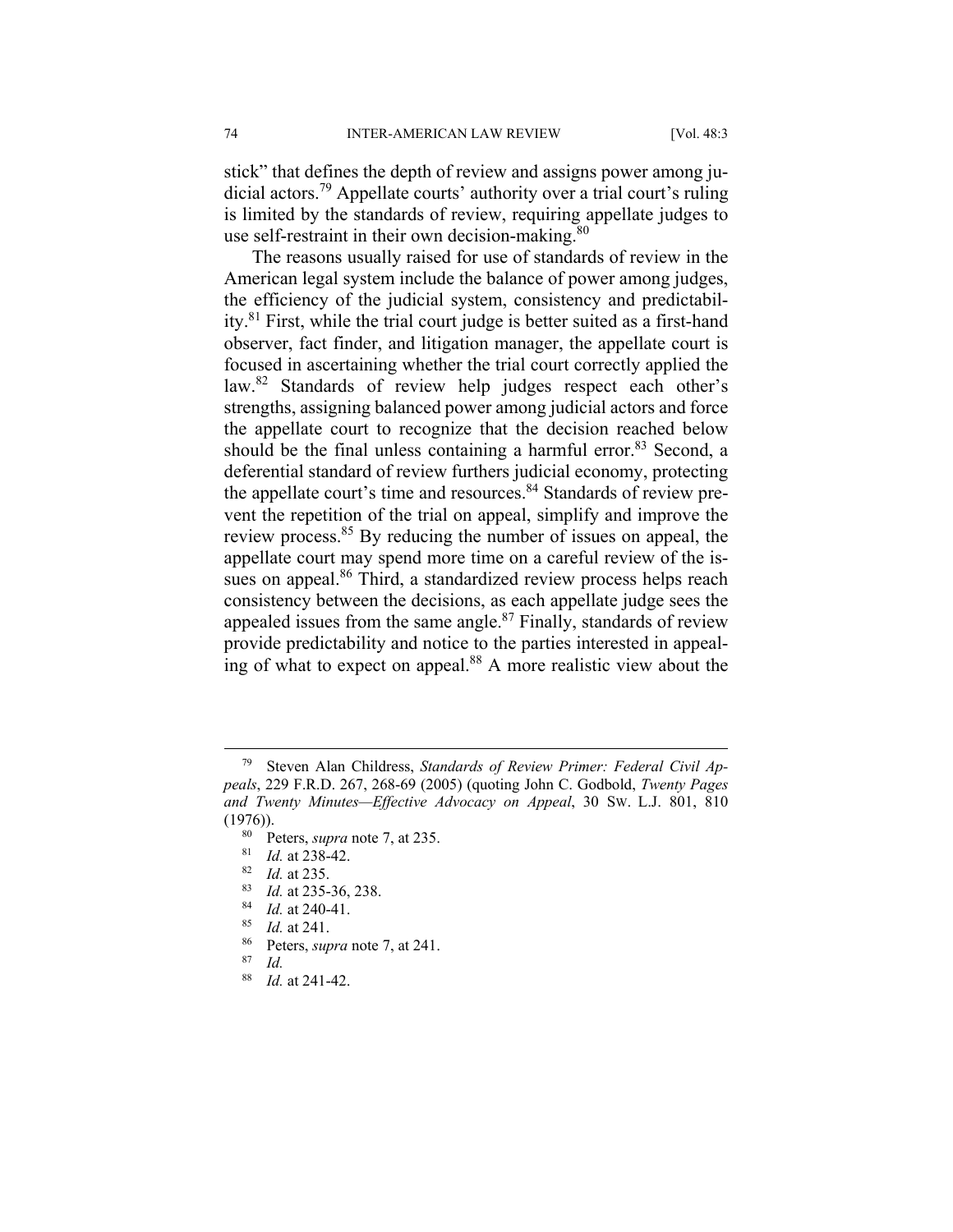stick" that defines the depth of review and assigns power among judicial actors.[79] Appellate courts' authority over a trial court's ruling is limited by the standards of review, requiring appellate judges to use self-restraint in their own decision-making.[80]

The reasons usually raised for use of standards of review in the American legal system include the balance of power among judges, the efficiency of the judicial system, consistency and predictability.[81] First, while the trial court judge is better suited as a first-hand observer, fact finder, and litigation manager, the appellate court is focused in ascertaining whether the trial court correctly applied the law.[82] Standards of review help judges respect each other's strengths, assigning balanced power among judicial actors and force the appellate court to recognize that the decision reached below should be the final unless containing a harmful error.[83] Second, a deferential standard of review furthers judicial economy, protecting the appellate court's time and resources.[84] Standards of review prevent the repetition of the trial on appeal, simplify and improve the review process.[85] By reducing the number of issues on appeal, the appellate court may spend more time on a careful review of the issues on appeal.[86] Third, a standardized review process helps reach consistency between the decisions, as each appellate judge sees the appealed issues from the same angle.[87] Finally, standards of review provide predictability and notice to the parties interested in appealing of what to expect on appeal.[88] A more realistic view about the

---

[79] Steven Alan Childress, *Standards of Review Primer: Federal Civil Appeals*, 229 F.R.D. 267, 268-69 (2005) (quoting John C. Godbold, *Twenty Pages and Twenty Minutes—Effective Advocacy on Appeal*, 30 SW. L.J. 801, 810 (1976)).

[80] Peters, *supra* note 7, at 235.

[81] *Id.* at 238-42.

[82] *Id.* at 235.

[83] *Id.* at 235-36, 238.

[84] *Id.* at 240-41.

[85] *Id.* at 241.

[86] Peters, *supra* note 7, at 241.

[87] *Id.*

[88] *Id.* at 241-42.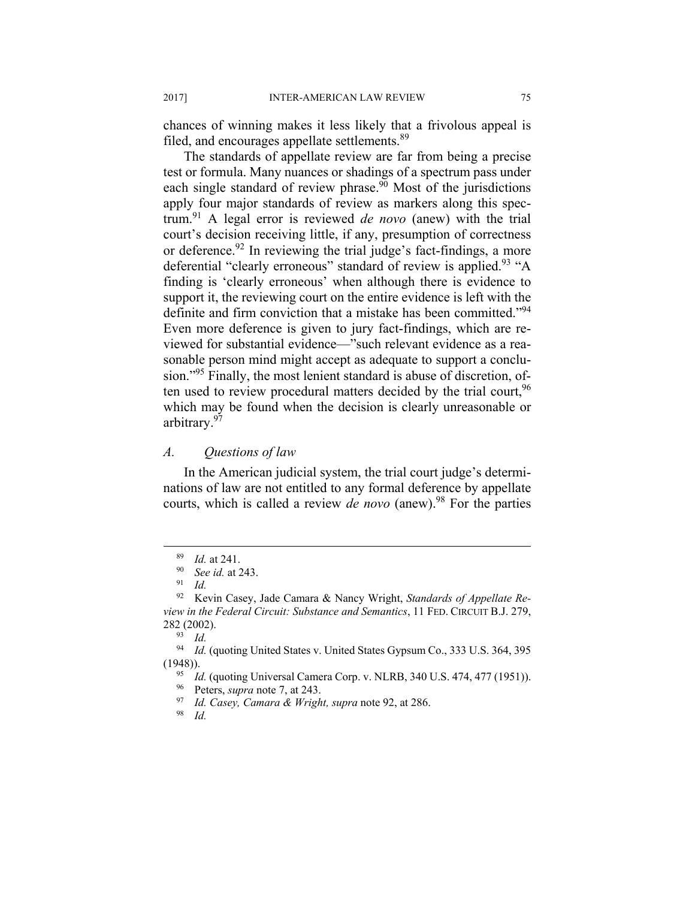chances of winning makes it less likely that a frivolous appeal is filed, and encourages appellate settlements.[89]

The standards of appellate review are far from being a precise test or formula. Many nuances or shadings of a spectrum pass under each single standard of review phrase.[90] Most of the jurisdictions apply four major standards of review as markers along this spectrum.[91] A legal error is reviewed *de novo* (anew) with the trial court's decision receiving little, if any, presumption of correctness or deference.[92] In reviewing the trial judge's fact-findings, a more deferential "clearly erroneous" standard of review is applied.[93] "A finding is 'clearly erroneous' when although there is evidence to support it, the reviewing court on the entire evidence is left with the definite and firm conviction that a mistake has been committed."[94] Even more deference is given to jury fact-findings, which are reviewed for substantial evidence—"such relevant evidence as a reasonable person mind might accept as adequate to support a conclusion."[95] Finally, the most lenient standard is abuse of discretion, often used to review procedural matters decided by the trial court,[96] which may be found when the decision is clearly unreasonable or arbitrary.[97]

### *A. Questions of law*

In the American judicial system, the trial court judge's determinations of law are not entitled to any formal deference by appellate courts, which is called a review *de novo* (anew).[98] For the parties

---

[89] *Id.* at 241.

[90] *See id.* at 243.

[91] *Id.*

[92] Kevin Casey, Jade Camara & Nancy Wright, *Standards of Appellate Review in the Federal Circuit: Substance and Semantics*, 11 FED. CIRCUIT B.J. 279, 282 (2002).

[93] *Id.*

[94] *Id.* (quoting United States v. United States Gypsum Co., 333 U.S. 364, 395 (1948)).

[95] *Id.* (quoting Universal Camera Corp. v. NLRB, 340 U.S. 474, 477 (1951)).

[96] Peters, *supra* note 7, at 243.

[97] *Id. Casey, Camara & Wright, supra* note 92, at 286.

[98] *Id.*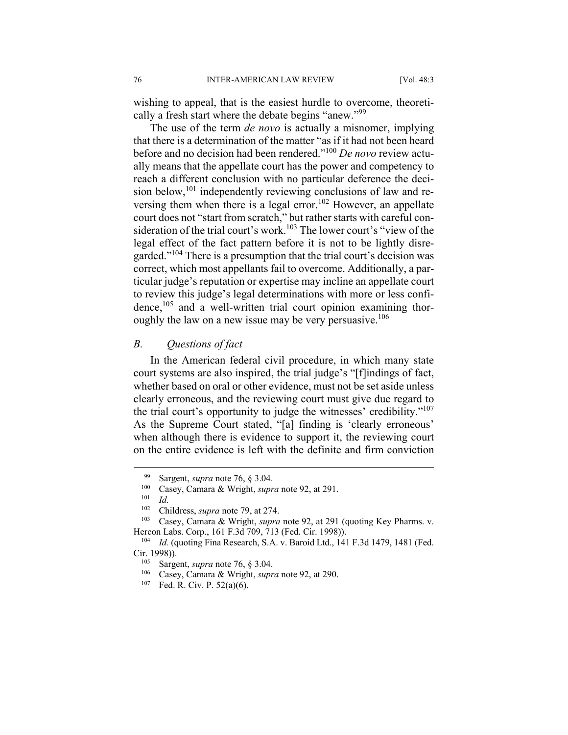wishing to appeal, that is the easiest hurdle to overcome, theoretically a fresh start where the debate begins "anew."[99]

The use of the term *de novo* is actually a misnomer, implying that there is a determination of the matter "as if it had not been heard before and no decision had been rendered."[100] *De novo* review actually means that the appellate court has the power and competency to reach a different conclusion with no particular deference the decision below,[101] independently reviewing conclusions of law and reversing them when there is a legal error.[102] However, an appellate court does not "start from scratch," but rather starts with careful consideration of the trial court's work.[103] The lower court's "view of the legal effect of the fact pattern before it is not to be lightly disregarded."[104] There is a presumption that the trial court's decision was correct, which most appellants fail to overcome. Additionally, a particular judge's reputation or expertise may incline an appellate court to review this judge's legal determinations with more or less confidence,[105] and a well-written trial court opinion examining thoroughly the law on a new issue may be very persuasive.[106]

### *B. Questions of fact*

In the American federal civil procedure, in which many state court systems are also inspired, the trial judge's "[f]indings of fact, whether based on oral or other evidence, must not be set aside unless clearly erroneous, and the reviewing court must give due regard to the trial court's opportunity to judge the witnesses' credibility."[107] As the Supreme Court stated, "[a] finding is 'clearly erroneous' when although there is evidence to support it, the reviewing court on the entire evidence is left with the definite and firm conviction

---

[99] Sargent, *supra* note 76, § 3.04.

[100] Casey, Camara & Wright, *supra* note 92, at 291.

[101] *Id.*

[102] Childress, *supra* note 79, at 274.

[103] Casey, Camara & Wright, *supra* note 92, at 291 (quoting Key Pharms. v. Hercon Labs. Corp., 161 F.3d 709, 713 (Fed. Cir. 1998)).

[104] *Id.* (quoting Fina Research, S.A. v. Baroid Ltd., 141 F.3d 1479, 1481 (Fed. Cir. 1998)).

[105] Sargent, *supra* note 76, § 3.04.

[106] Casey, Camara & Wright, *supra* note 92, at 290.

[107] Fed. R. Civ. P. 52(a)(6).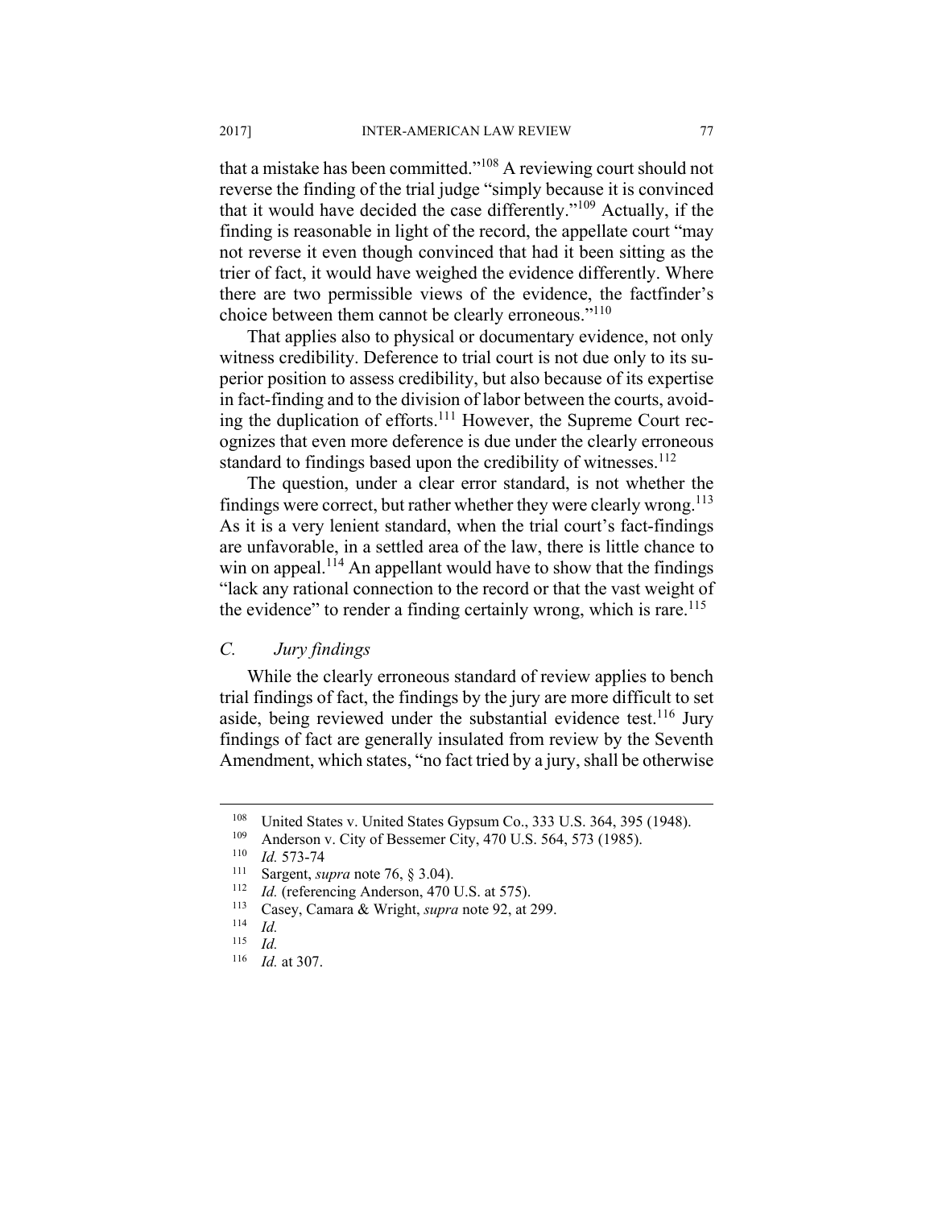that a mistake has been committed."[108] A reviewing court should not reverse the finding of the trial judge "simply because it is convinced that it would have decided the case differently."[109] Actually, if the finding is reasonable in light of the record, the appellate court "may not reverse it even though convinced that had it been sitting as the trier of fact, it would have weighed the evidence differently. Where there are two permissible views of the evidence, the factfinder's choice between them cannot be clearly erroneous."[110]

That applies also to physical or documentary evidence, not only witness credibility. Deference to trial court is not due only to its superior position to assess credibility, but also because of its expertise in fact-finding and to the division of labor between the courts, avoiding the duplication of efforts.[111] However, the Supreme Court recognizes that even more deference is due under the clearly erroneous standard to findings based upon the credibility of witnesses.[112]

The question, under a clear error standard, is not whether the findings were correct, but rather whether they were clearly wrong.[113] As it is a very lenient standard, when the trial court's fact-findings are unfavorable, in a settled area of the law, there is little chance to win on appeal.[114] An appellant would have to show that the findings "lack any rational connection to the record or that the vast weight of the evidence" to render a finding certainly wrong, which is rare.[115]

### *C. Jury findings*

While the clearly erroneous standard of review applies to bench trial findings of fact, the findings by the jury are more difficult to set aside, being reviewed under the substantial evidence test.[116] Jury findings of fact are generally insulated from review by the Seventh Amendment, which states, "no fact tried by a jury, shall be otherwise

---

[108] United States v. United States Gypsum Co., 333 U.S. 364, 395 (1948).
[109] Anderson v. City of Bessemer City, 470 U.S. 564, 573 (1985).
[110] *Id.* 573-74
[111] Sargent, *supra* note 76, § 3.04).
[112] *Id.* (referencing Anderson, 470 U.S. at 575).
[113] Casey, Camara & Wright, *supra* note 92, at 299.
[114] *Id.*
[115] *Id.*
[116] *Id.* at 307.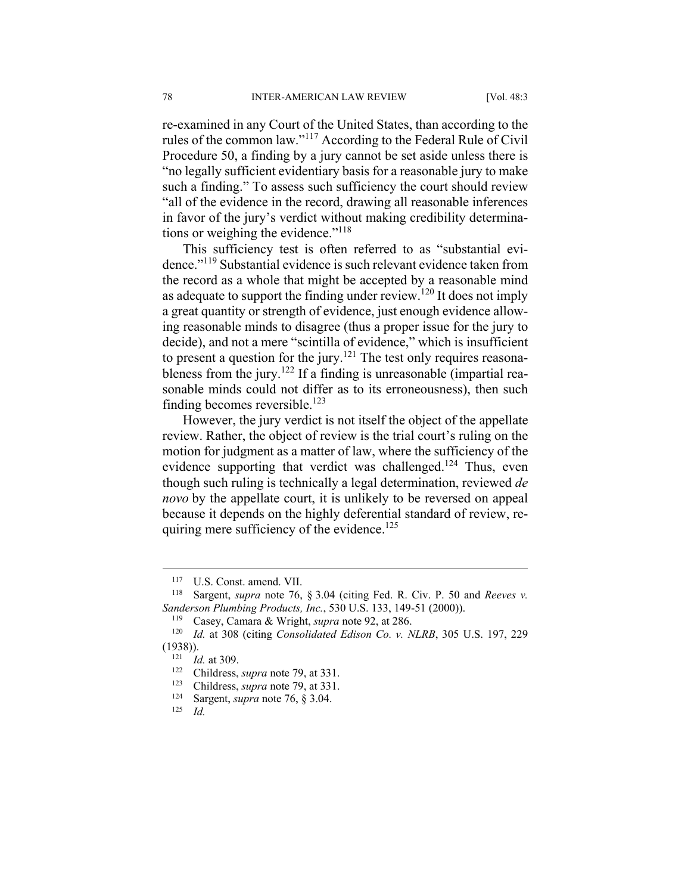re-examined in any Court of the United States, than according to the rules of the common law."[117] According to the Federal Rule of Civil Procedure 50, a finding by a jury cannot be set aside unless there is "no legally sufficient evidentiary basis for a reasonable jury to make such a finding." To assess such sufficiency the court should review "all of the evidence in the record, drawing all reasonable inferences in favor of the jury's verdict without making credibility determinations or weighing the evidence."[118]

This sufficiency test is often referred to as "substantial evidence."[119] Substantial evidence is such relevant evidence taken from the record as a whole that might be accepted by a reasonable mind as adequate to support the finding under review.[120] It does not imply a great quantity or strength of evidence, just enough evidence allowing reasonable minds to disagree (thus a proper issue for the jury to decide), and not a mere "scintilla of evidence," which is insufficient to present a question for the jury.[121] The test only requires reasonableness from the jury.[122] If a finding is unreasonable (impartial reasonable minds could not differ as to its erroneousness), then such finding becomes reversible.[123]

However, the jury verdict is not itself the object of the appellate review. Rather, the object of review is the trial court's ruling on the motion for judgment as a matter of law, where the sufficiency of the evidence supporting that verdict was challenged.[124] Thus, even though such ruling is technically a legal determination, reviewed *de novo* by the appellate court, it is unlikely to be reversed on appeal because it depends on the highly deferential standard of review, requiring mere sufficiency of the evidence.[125]

---

[117] U.S. Const. amend. VII.

[118] Sargent, *supra* note 76, § 3.04 (citing Fed. R. Civ. P. 50 and *Reeves v. Sanderson Plumbing Products, Inc.*, 530 U.S. 133, 149-51 (2000)).

[119] Casey, Camara & Wright, *supra* note 92, at 286.

[120] *Id.* at 308 (citing *Consolidated Edison Co. v. NLRB*, 305 U.S. 197, 229 (1938)).

[121] *Id.* at 309.

[122] Childress, *supra* note 79, at 331.

[123] Childress, *supra* note 79, at 331.

[124] Sargent, *supra* note 76, § 3.04.

[125] *Id.*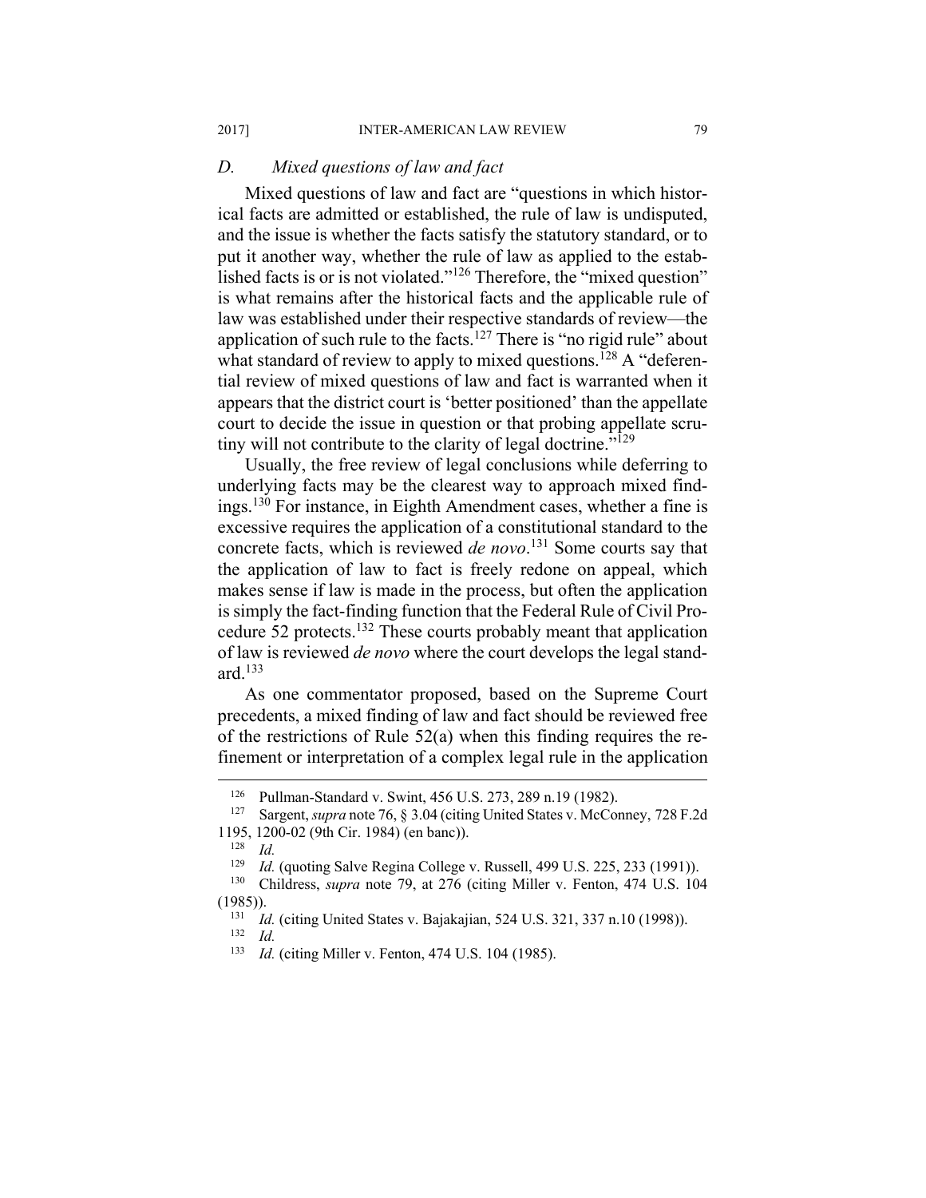### *D. Mixed questions of law and fact*

Mixed questions of law and fact are "questions in which historical facts are admitted or established, the rule of law is undisputed, and the issue is whether the facts satisfy the statutory standard, or to put it another way, whether the rule of law as applied to the established facts is or is not violated."[126] Therefore, the "mixed question" is what remains after the historical facts and the applicable rule of law was established under their respective standards of review—the application of such rule to the facts.[127] There is "no rigid rule" about what standard of review to apply to mixed questions.[128] A "deferential review of mixed questions of law and fact is warranted when it appears that the district court is 'better positioned' than the appellate court to decide the issue in question or that probing appellate scrutiny will not contribute to the clarity of legal doctrine."[129]

Usually, the free review of legal conclusions while deferring to underlying facts may be the clearest way to approach mixed findings.[130] For instance, in Eighth Amendment cases, whether a fine is excessive requires the application of a constitutional standard to the concrete facts, which is reviewed *de novo*.[131] Some courts say that the application of law to fact is freely redone on appeal, which makes sense if law is made in the process, but often the application is simply the fact-finding function that the Federal Rule of Civil Procedure 52 protects.[132] These courts probably meant that application of law is reviewed *de novo* where the court develops the legal standard.[133]

As one commentator proposed, based on the Supreme Court precedents, a mixed finding of law and fact should be reviewed free of the restrictions of Rule 52(a) when this finding requires the refinement or interpretation of a complex legal rule in the application

---

[126] Pullman-Standard v. Swint, 456 U.S. 273, 289 n.19 (1982).

[127] Sargent, *supra* note 76, § 3.04 (citing United States v. McConney, 728 F.2d 1195, 1200-02 (9th Cir. 1984) (en banc)).

[128] *Id.*

[129] *Id.* (quoting Salve Regina College v. Russell, 499 U.S. 225, 233 (1991)).

[130] Childress, *supra* note 79, at 276 (citing Miller v. Fenton, 474 U.S. 104 (1985)).

[131] *Id.* (citing United States v. Bajakajian, 524 U.S. 321, 337 n.10 (1998)).

[132] *Id.*

[133] *Id.* (citing Miller v. Fenton, 474 U.S. 104 (1985).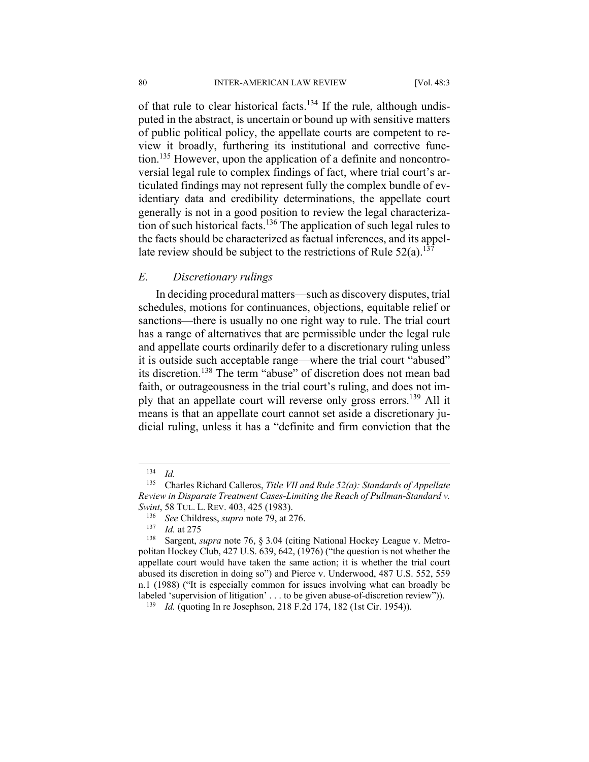of that rule to clear historical facts.[134] If the rule, although undisputed in the abstract, is uncertain or bound up with sensitive matters of public political policy, the appellate courts are competent to review it broadly, furthering its institutional and corrective function.[135] However, upon the application of a definite and noncontroversial legal rule to complex findings of fact, where trial court's articulated findings may not represent fully the complex bundle of evidentiary data and credibility determinations, the appellate court generally is not in a good position to review the legal characterization of such historical facts.[136] The application of such legal rules to the facts should be characterized as factual inferences, and its appellate review should be subject to the restrictions of Rule 52(a).[137]

### *E. Discretionary rulings*

In deciding procedural matters—such as discovery disputes, trial schedules, motions for continuances, objections, equitable relief or sanctions—there is usually no one right way to rule. The trial court has a range of alternatives that are permissible under the legal rule and appellate courts ordinarily defer to a discretionary ruling unless it is outside such acceptable range—where the trial court "abused" its discretion.[138] The term "abuse" of discretion does not mean bad faith, or outrageousness in the trial court's ruling, and does not imply that an appellate court will reverse only gross errors.[139] All it means is that an appellate court cannot set aside a discretionary judicial ruling, unless it has a "definite and firm conviction that the

---

[134] *Id.*

[135] Charles Richard Calleros, *Title VII and Rule 52(a): Standards of Appellate Review in Disparate Treatment Cases-Limiting the Reach of Pullman-Standard v. Swint*, 58 TUL. L. REV. 403, 425 (1983).

[136] *See* Childress, *supra* note 79, at 276.

[137] *Id.* at 275

[138] Sargent, *supra* note 76, § 3.04 (citing National Hockey League v. Metropolitan Hockey Club, 427 U.S. 639, 642, (1976) ("the question is not whether the appellate court would have taken the same action; it is whether the trial court abused its discretion in doing so") and Pierce v. Underwood, 487 U.S. 552, 559 n.1 (1988) ("It is especially common for issues involving what can broadly be labeled 'supervision of litigation' . . . to be given abuse-of-discretion review")).

[139] *Id.* (quoting In re Josephson, 218 F.2d 174, 182 (1st Cir. 1954)).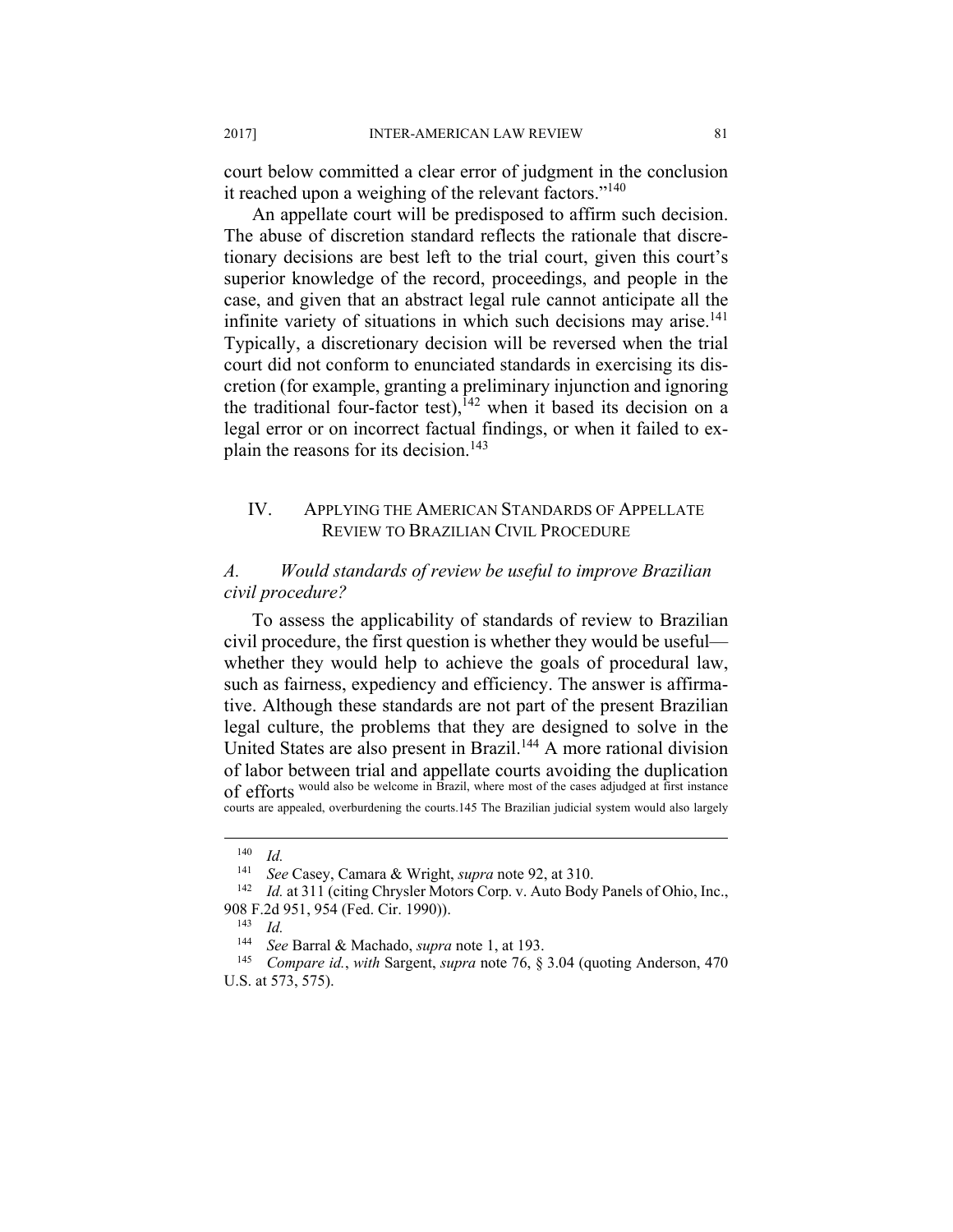court below committed a clear error of judgment in the conclusion it reached upon a weighing of the relevant factors."[140]

An appellate court will be predisposed to affirm such decision. The abuse of discretion standard reflects the rationale that discretionary decisions are best left to the trial court, given this court's superior knowledge of the record, proceedings, and people in the case, and given that an abstract legal rule cannot anticipate all the infinite variety of situations in which such decisions may arise.[141] Typically, a discretionary decision will be reversed when the trial court did not conform to enunciated standards in exercising its discretion (for example, granting a preliminary injunction and ignoring the traditional four-factor test),[142] when it based its decision on a legal error or on incorrect factual findings, or when it failed to explain the reasons for its decision.[143]

## IV. APPLYING THE AMERICAN STANDARDS OF APPELLATE REVIEW TO BRAZILIAN CIVIL PROCEDURE

### *A. Would standards of review be useful to improve Brazilian civil procedure?*

To assess the applicability of standards of review to Brazilian civil procedure, the first question is whether they would be useful—whether they would help to achieve the goals of procedural law, such as fairness, expediency and efficiency. The answer is affirmative. Although these standards are not part of the present Brazilian legal culture, the problems that they are designed to solve in the United States are also present in Brazil.[144] A more rational division of labor between trial and appellate courts avoiding the duplication of efforts would also be welcome in Brazil, where most of the cases adjudged at first instance courts are appealed, overburdening the courts.145 The Brazilian judicial system would also largely

---

[140] *Id.*

[141] *See* Casey, Camara & Wright, *supra* note 92, at 310.

[142] *Id.* at 311 (citing Chrysler Motors Corp. v. Auto Body Panels of Ohio, Inc., 908 F.2d 951, 954 (Fed. Cir. 1990)).

[143] *Id.*

[144] *See* Barral & Machado, *supra* note 1, at 193.

[145] *Compare id.*, *with* Sargent, *supra* note 76, § 3.04 (quoting Anderson, 470 U.S. at 573, 575).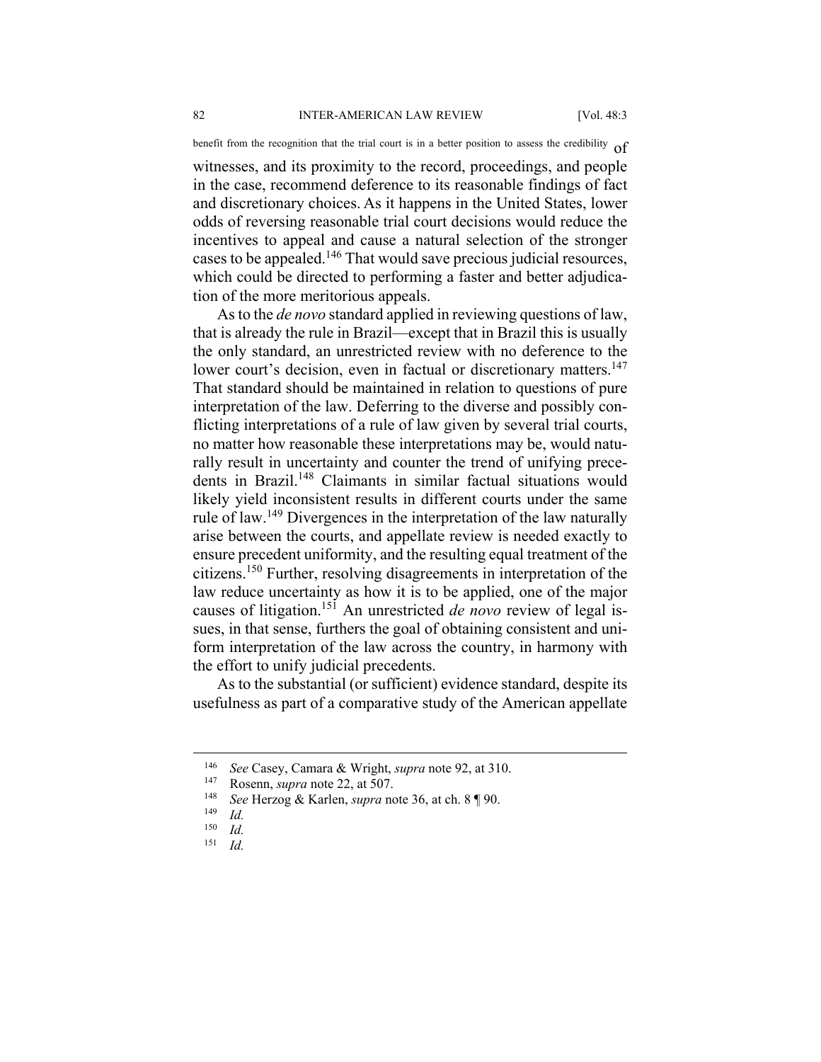benefit from the recognition that the trial court is in a better position to assess the credibility of witnesses, and its proximity to the record, proceedings, and people in the case, recommend deference to its reasonable findings of fact and discretionary choices. As it happens in the United States, lower odds of reversing reasonable trial court decisions would reduce the incentives to appeal and cause a natural selection of the stronger cases to be appealed.[146] That would save precious judicial resources, which could be directed to performing a faster and better adjudication of the more meritorious appeals.

As to the *de novo* standard applied in reviewing questions of law, that is already the rule in Brazil—except that in Brazil this is usually the only standard, an unrestricted review with no deference to the lower court's decision, even in factual or discretionary matters.[147] That standard should be maintained in relation to questions of pure interpretation of the law. Deferring to the diverse and possibly conflicting interpretations of a rule of law given by several trial courts, no matter how reasonable these interpretations may be, would naturally result in uncertainty and counter the trend of unifying precedents in Brazil.[148] Claimants in similar factual situations would likely yield inconsistent results in different courts under the same rule of law.[149] Divergences in the interpretation of the law naturally arise between the courts, and appellate review is needed exactly to ensure precedent uniformity, and the resulting equal treatment of the citizens.[150] Further, resolving disagreements in interpretation of the law reduce uncertainty as how it is to be applied, one of the major causes of litigation.[151] An unrestricted *de novo* review of legal issues, in that sense, furthers the goal of obtaining consistent and uniform interpretation of the law across the country, in harmony with the effort to unify judicial precedents.

As to the substantial (or sufficient) evidence standard, despite its usefulness as part of a comparative study of the American appellate

---

[146] *See* Casey, Camara & Wright, *supra* note 92, at 310.

[147] Rosenn, *supra* note 22, at 507.

[148] *See* Herzog & Karlen, *supra* note 36, at ch. 8 ¶ 90.

[149] *Id.*

[150] *Id.*

[151] *Id.*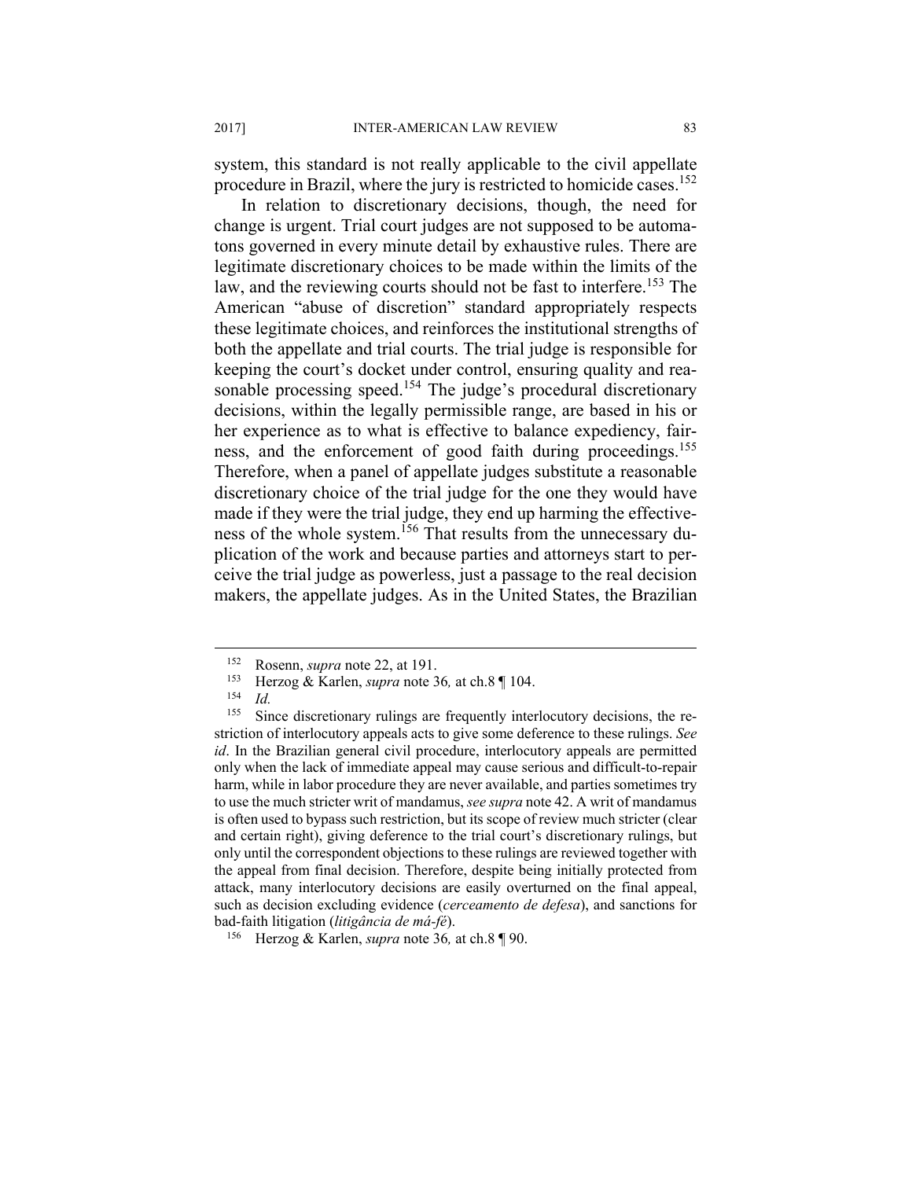system, this standard is not really applicable to the civil appellate procedure in Brazil, where the jury is restricted to homicide cases.[152]

In relation to discretionary decisions, though, the need for change is urgent. Trial court judges are not supposed to be automatons governed in every minute detail by exhaustive rules. There are legitimate discretionary choices to be made within the limits of the law, and the reviewing courts should not be fast to interfere.[153] The American "abuse of discretion" standard appropriately respects these legitimate choices, and reinforces the institutional strengths of both the appellate and trial courts. The trial judge is responsible for keeping the court's docket under control, ensuring quality and reasonable processing speed.[154] The judge's procedural discretionary decisions, within the legally permissible range, are based in his or her experience as to what is effective to balance expediency, fairness, and the enforcement of good faith during proceedings.[155] Therefore, when a panel of appellate judges substitute a reasonable discretionary choice of the trial judge for the one they would have made if they were the trial judge, they end up harming the effectiveness of the whole system.[156] That results from the unnecessary duplication of the work and because parties and attorneys start to perceive the trial judge as powerless, just a passage to the real decision makers, the appellate judges. As in the United States, the Brazilian

---

[152] Rosenn, *supra* note 22, at 191.

[153] Herzog & Karlen, *supra* note 36*,* at ch.8 ¶ 104.

[154] *Id.*

[155] Since discretionary rulings are frequently interlocutory decisions, the restriction of interlocutory appeals acts to give some deference to these rulings. *See id*. In the Brazilian general civil procedure, interlocutory appeals are permitted only when the lack of immediate appeal may cause serious and difficult-to-repair harm, while in labor procedure they are never available, and parties sometimes try to use the much stricter writ of mandamus, *see supra* note 42. A writ of mandamus is often used to bypass such restriction, but its scope of review much stricter (clear and certain right), giving deference to the trial court's discretionary rulings, but only until the correspondent objections to these rulings are reviewed together with the appeal from final decision. Therefore, despite being initially protected from attack, many interlocutory decisions are easily overturned on the final appeal, such as decision excluding evidence (*cerceamento de defesa*), and sanctions for bad-faith litigation (*litigância de má-fé*).

[156] Herzog & Karlen, *supra* note 36*,* at ch.8 ¶ 90.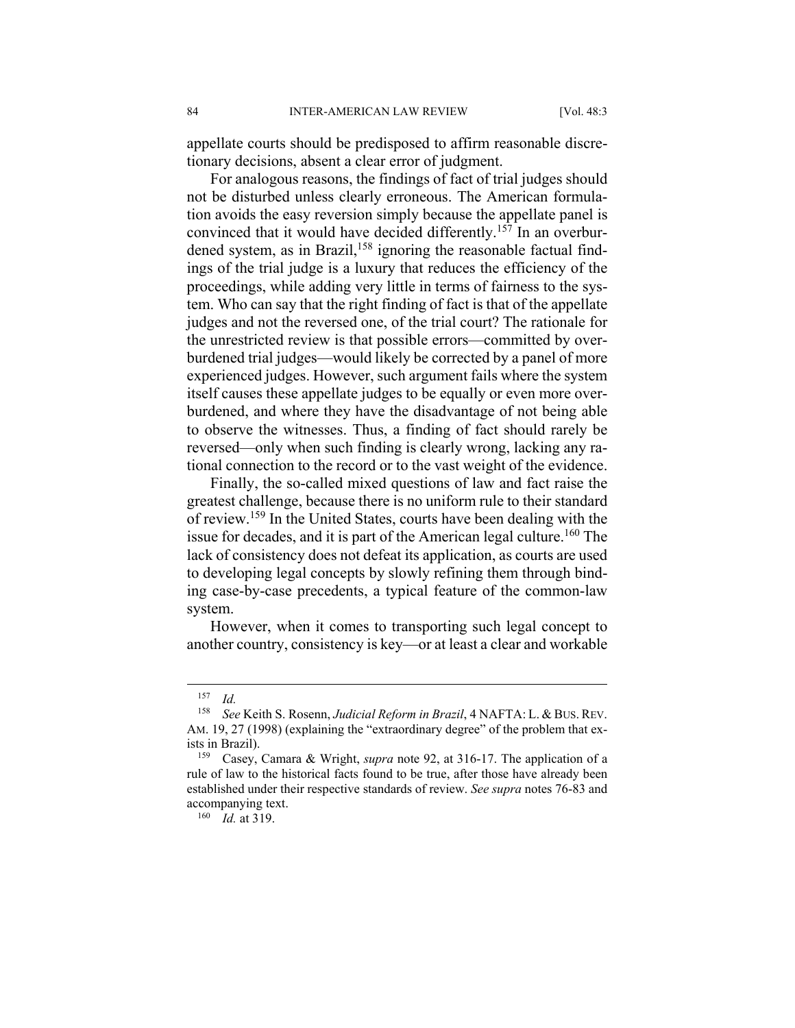appellate courts should be predisposed to affirm reasonable discretionary decisions, absent a clear error of judgment.

For analogous reasons, the findings of fact of trial judges should not be disturbed unless clearly erroneous. The American formulation avoids the easy reversion simply because the appellate panel is convinced that it would have decided differently.[157] In an overburdened system, as in Brazil,[158] ignoring the reasonable factual findings of the trial judge is a luxury that reduces the efficiency of the proceedings, while adding very little in terms of fairness to the system. Who can say that the right finding of fact is that of the appellate judges and not the reversed one, of the trial court? The rationale for the unrestricted review is that possible errors—committed by overburdened trial judges—would likely be corrected by a panel of more experienced judges. However, such argument fails where the system itself causes these appellate judges to be equally or even more overburdened, and where they have the disadvantage of not being able to observe the witnesses. Thus, a finding of fact should rarely be reversed—only when such finding is clearly wrong, lacking any rational connection to the record or to the vast weight of the evidence.

Finally, the so-called mixed questions of law and fact raise the greatest challenge, because there is no uniform rule to their standard of review.[159] In the United States, courts have been dealing with the issue for decades, and it is part of the American legal culture.[160] The lack of consistency does not defeat its application, as courts are used to developing legal concepts by slowly refining them through binding case-by-case precedents, a typical feature of the common-law system.

However, when it comes to transporting such legal concept to another country, consistency is key—or at least a clear and workable

---

[157] *Id.*

[158] *See* Keith S. Rosenn, *Judicial Reform in Brazil*, 4 NAFTA: L. & BUS. REV. AM. 19, 27 (1998) (explaining the "extraordinary degree" of the problem that exists in Brazil).

[159] Casey, Camara & Wright, *supra* note 92, at 316-17. The application of a rule of law to the historical facts found to be true, after those have already been established under their respective standards of review. *See supra* notes 76-83 and accompanying text.

[160] *Id.* at 319.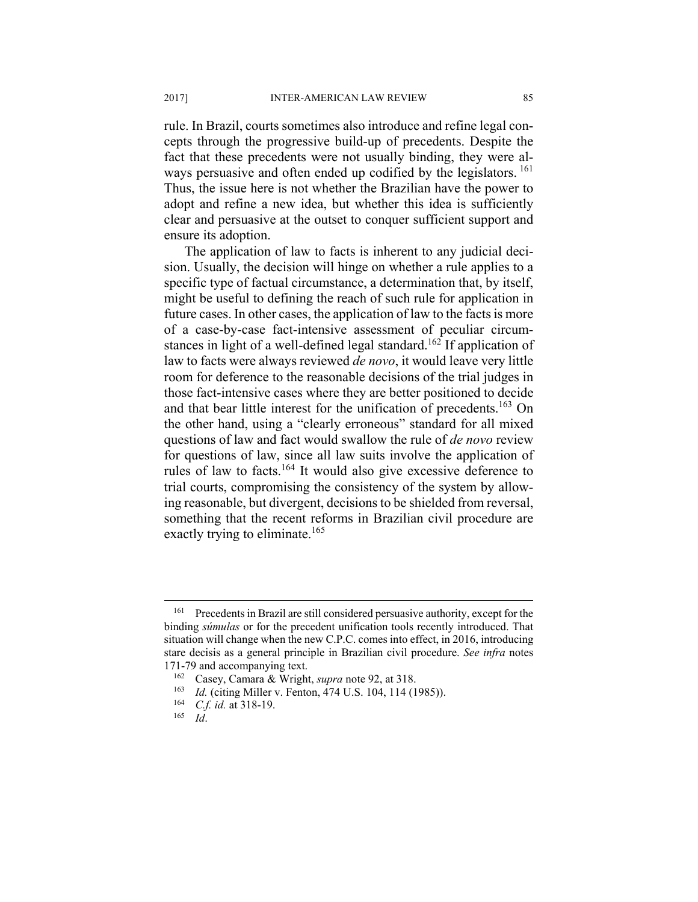rule. In Brazil, courts sometimes also introduce and refine legal concepts through the progressive build-up of precedents. Despite the fact that these precedents were not usually binding, they were always persuasive and often ended up codified by the legislators. [161] Thus, the issue here is not whether the Brazilian have the power to adopt and refine a new idea, but whether this idea is sufficiently clear and persuasive at the outset to conquer sufficient support and ensure its adoption.

The application of law to facts is inherent to any judicial decision. Usually, the decision will hinge on whether a rule applies to a specific type of factual circumstance, a determination that, by itself, might be useful to defining the reach of such rule for application in future cases. In other cases, the application of law to the facts is more of a case-by-case fact-intensive assessment of peculiar circumstances in light of a well-defined legal standard.[162] If application of law to facts were always reviewed *de novo*, it would leave very little room for deference to the reasonable decisions of the trial judges in those fact-intensive cases where they are better positioned to decide and that bear little interest for the unification of precedents.[163] On the other hand, using a "clearly erroneous" standard for all mixed questions of law and fact would swallow the rule of *de novo* review for questions of law, since all law suits involve the application of rules of law to facts.[164] It would also give excessive deference to trial courts, compromising the consistency of the system by allowing reasonable, but divergent, decisions to be shielded from reversal, something that the recent reforms in Brazilian civil procedure are exactly trying to eliminate.[165]

---

[161] Precedents in Brazil are still considered persuasive authority, except for the binding *súmulas* or for the precedent unification tools recently introduced. That situation will change when the new C.P.C. comes into effect, in 2016, introducing stare decisis as a general principle in Brazilian civil procedure. *See infra* notes 171-79 and accompanying text.

[162] Casey, Camara & Wright, *supra* note 92, at 318.

[163] *Id.* (citing Miller v. Fenton, 474 U.S. 104, 114 (1985)).

[164] *C.f. id.* at 318-19.

[165] *Id*.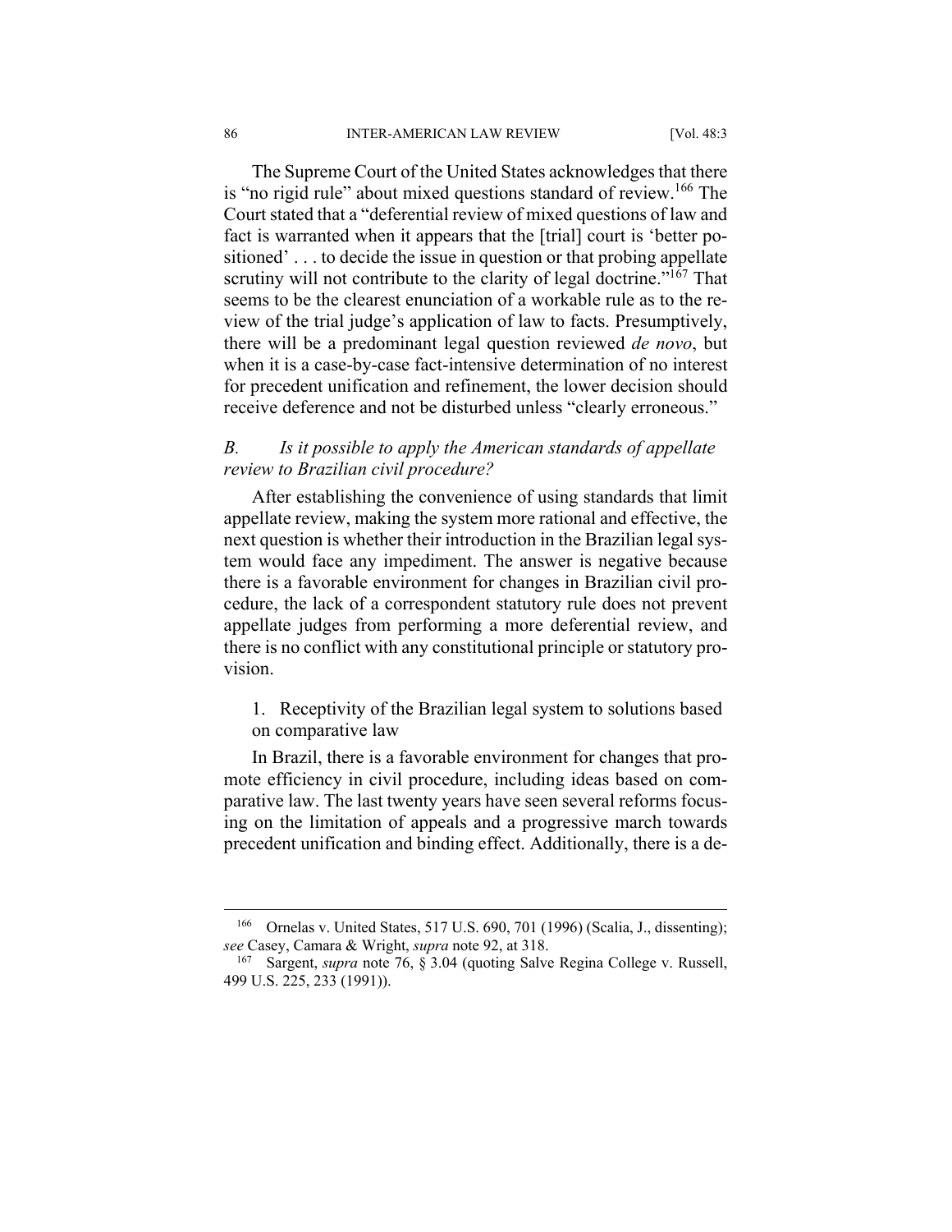The Supreme Court of the United States acknowledges that there is "no rigid rule" about mixed questions standard of review.[166] The Court stated that a "deferential review of mixed questions of law and fact is warranted when it appears that the [trial] court is 'better positioned' . . . to decide the issue in question or that probing appellate scrutiny will not contribute to the clarity of legal doctrine."[167] That seems to be the clearest enunciation of a workable rule as to the review of the trial judge's application of law to facts. Presumptively, there will be a predominant legal question reviewed *de novo*, but when it is a case-by-case fact-intensive determination of no interest for precedent unification and refinement, the lower decision should receive deference and not be disturbed unless "clearly erroneous."

### *B. Is it possible to apply the American standards of appellate review to Brazilian civil procedure?*

After establishing the convenience of using standards that limit appellate review, making the system more rational and effective, the next question is whether their introduction in the Brazilian legal system would face any impediment. The answer is negative because there is a favorable environment for changes in Brazilian civil procedure, the lack of a correspondent statutory rule does not prevent appellate judges from performing a more deferential review, and there is no conflict with any constitutional principle or statutory provision.

#### 1. Receptivity of the Brazilian legal system to solutions based on comparative law

In Brazil, there is a favorable environment for changes that promote efficiency in civil procedure, including ideas based on comparative law. The last twenty years have seen several reforms focusing on the limitation of appeals and a progressive march towards precedent unification and binding effect. Additionally, there is a de-

---

[166] Ornelas v. United States, 517 U.S. 690, 701 (1996) (Scalia, J., dissenting); *see* Casey, Camara & Wright, *supra* note 92, at 318.

[167] Sargent, *supra* note 76, § 3.04 (quoting Salve Regina College v. Russell, 499 U.S. 225, 233 (1991)).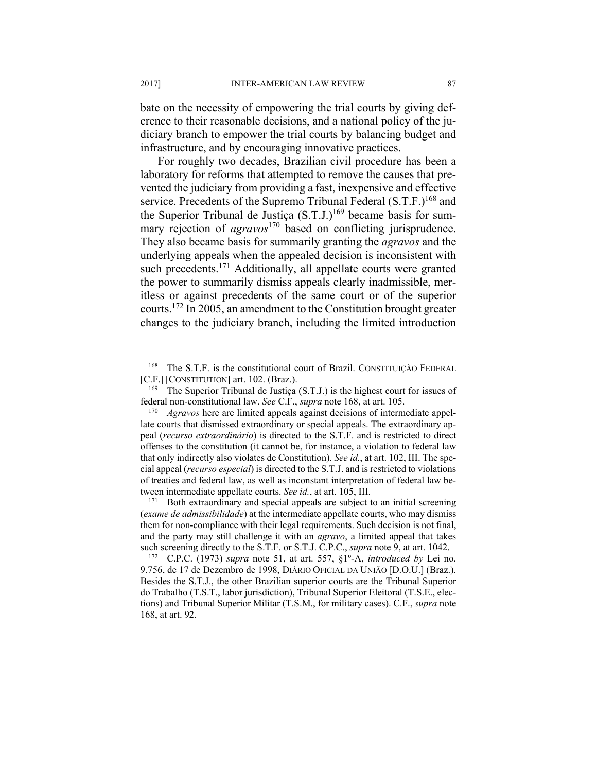bate on the necessity of empowering the trial courts by giving deference to their reasonable decisions, and a national policy of the judiciary branch to empower the trial courts by balancing budget and infrastructure, and by encouraging innovative practices.

For roughly two decades, Brazilian civil procedure has been a laboratory for reforms that attempted to remove the causes that prevented the judiciary from providing a fast, inexpensive and effective service. Precedents of the Supremo Tribunal Federal (S.T.F.)[168] and the Superior Tribunal de Justiça (S.T.J.)[169] became basis for summary rejection of *agravos*[170] based on conflicting jurisprudence. They also became basis for summarily granting the *agravos* and the underlying appeals when the appealed decision is inconsistent with such precedents.[171] Additionally, all appellate courts were granted the power to summarily dismiss appeals clearly inadmissible, meritless or against precedents of the same court or of the superior courts.[172] In 2005, an amendment to the Constitution brought greater changes to the judiciary branch, including the limited introduction

---

[168] The S.T.F. is the constitutional court of Brazil. CONSTITUIÇÃO FEDERAL [C.F.] [CONSTITUTION] art. 102. (Braz.).

[169] The Superior Tribunal de Justiça (S.T.J.) is the highest court for issues of federal non-constitutional law. *See* C.F., *supra* note 168, at art. 105.

[170] *Agravos* here are limited appeals against decisions of intermediate appellate courts that dismissed extraordinary or special appeals. The extraordinary appeal (*recurso extraordinário*) is directed to the S.T.F. and is restricted to direct offenses to the constitution (it cannot be, for instance, a violation to federal law that only indirectly also violates de Constitution). *See id.*, at art. 102, III. The special appeal (*recurso especial*) is directed to the S.T.J. and is restricted to violations of treaties and federal law, as well as inconstant interpretation of federal law between intermediate appellate courts. *See id.*, at art. 105, III.

[171] Both extraordinary and special appeals are subject to an initial screening (*exame de admissibilidade*) at the intermediate appellate courts, who may dismiss them for non-compliance with their legal requirements. Such decision is not final, and the party may still challenge it with an *agravo*, a limited appeal that takes such screening directly to the S.T.F. or S.T.J. C.P.C., *supra* note 9, at art. 1042.

[172] C.P.C. (1973) *supra* note 51, at art. 557, §1º-A, *introduced by* Lei no. 9.756, de 17 de Dezembro de 1998, DIÁRIO OFICIAL DA UNIÃO [D.O.U.] (Braz.). Besides the S.T.J., the other Brazilian superior courts are the Tribunal Superior do Trabalho (T.S.T., labor jurisdiction), Tribunal Superior Eleitoral (T.S.E., elections) and Tribunal Superior Militar (T.S.M., for military cases). C.F., *supra* note 168, at art. 92.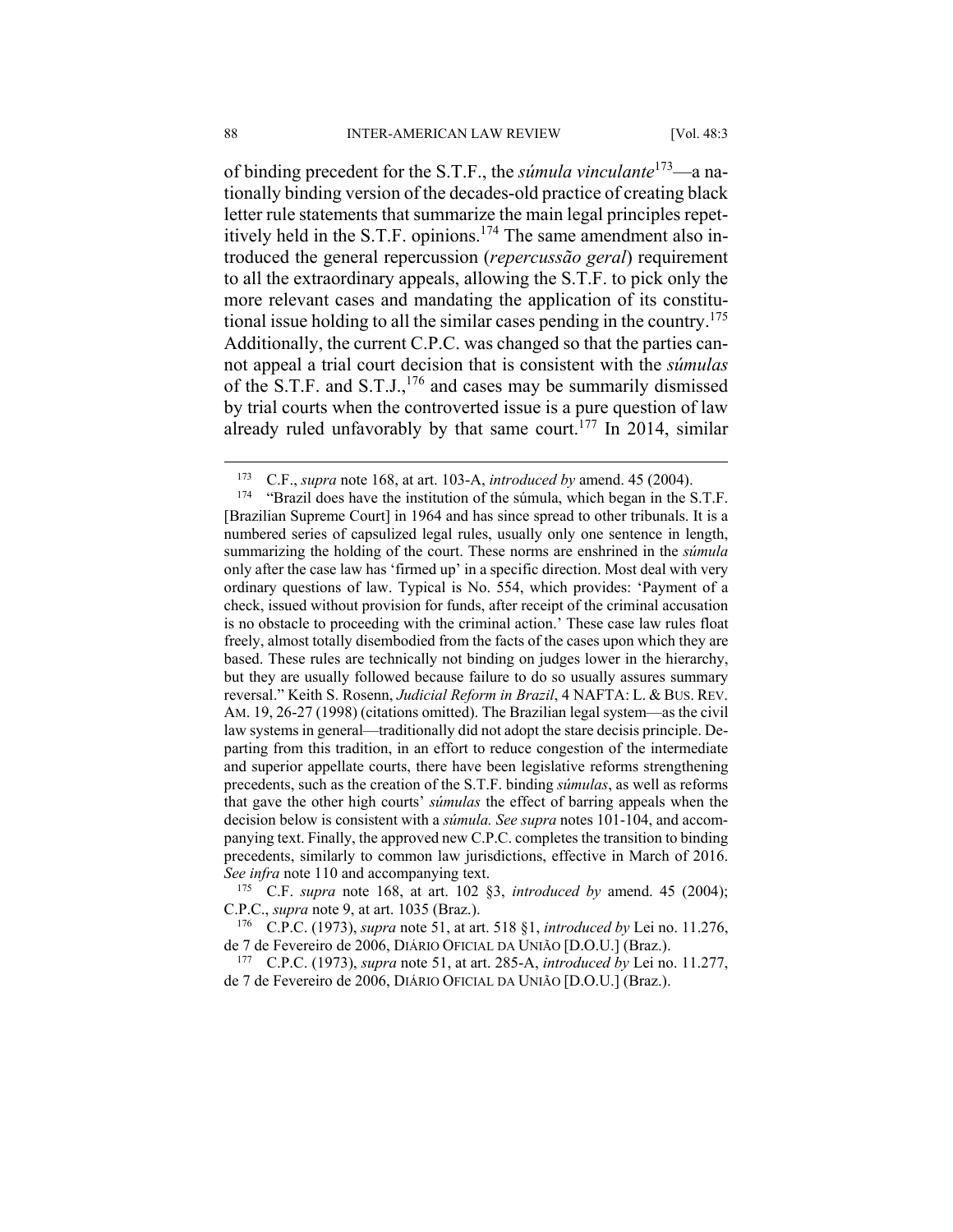of binding precedent for the S.T.F., the *súmula vinculante*[173]—a nationally binding version of the decades-old practice of creating black letter rule statements that summarize the main legal principles repetitively held in the S.T.F. opinions.[174] The same amendment also introduced the general repercussion (*repercussão geral*) requirement to all the extraordinary appeals, allowing the S.T.F. to pick only the more relevant cases and mandating the application of its constitutional issue holding to all the similar cases pending in the country.[175] Additionally, the current C.P.C. was changed so that the parties cannot appeal a trial court decision that is consistent with the *súmulas* of the S.T.F. and S.T.J.,[176] and cases may be summarily dismissed by trial courts when the controverted issue is a pure question of law already ruled unfavorably by that same court.[177] In 2014, similar

---

[173] C.F., *supra* note 168, at art. 103-A, *introduced by* amend. 45 (2004).

[174] "Brazil does have the institution of the súmula, which began in the S.T.F. [Brazilian Supreme Court] in 1964 and has since spread to other tribunals. It is a numbered series of capsulized legal rules, usually only one sentence in length, summarizing the holding of the court. These norms are enshrined in the *súmula* only after the case law has 'firmed up' in a specific direction. Most deal with very ordinary questions of law. Typical is No. 554, which provides: 'Payment of a check, issued without provision for funds, after receipt of the criminal accusation is no obstacle to proceeding with the criminal action.' These case law rules float freely, almost totally disembodied from the facts of the cases upon which they are based. These rules are technically not binding on judges lower in the hierarchy, but they are usually followed because failure to do so usually assures summary reversal." Keith S. Rosenn, *Judicial Reform in Brazil*, 4 NAFTA: L. & BUS. REV. AM. 19, 26-27 (1998) (citations omitted). The Brazilian legal system—as the civil law systems in general—traditionally did not adopt the stare decisis principle. Departing from this tradition, in an effort to reduce congestion of the intermediate and superior appellate courts, there have been legislative reforms strengthening precedents, such as the creation of the S.T.F. binding *súmulas*, as well as reforms that gave the other high courts' *súmulas* the effect of barring appeals when the decision below is consistent with a *súmula. See supra* notes 101-104, and accompanying text. Finally, the approved new C.P.C. completes the transition to binding precedents, similarly to common law jurisdictions, effective in March of 2016. *See infra* note 110 and accompanying text.

[175] C.F. *supra* note 168, at art. 102 §3, *introduced by* amend. 45 (2004); C.P.C., *supra* note 9, at art. 1035 (Braz.).

[176] C.P.C. (1973), *supra* note 51, at art. 518 §1, *introduced by* Lei no. 11.276, de 7 de Fevereiro de 2006, DIÁRIO OFICIAL DA UNIÃO [D.O.U.] (Braz.).

[177] C.P.C. (1973), *supra* note 51, at art. 285-A, *introduced by* Lei no. 11.277, de 7 de Fevereiro de 2006, DIÁRIO OFICIAL DA UNIÃO [D.O.U.] (Braz.).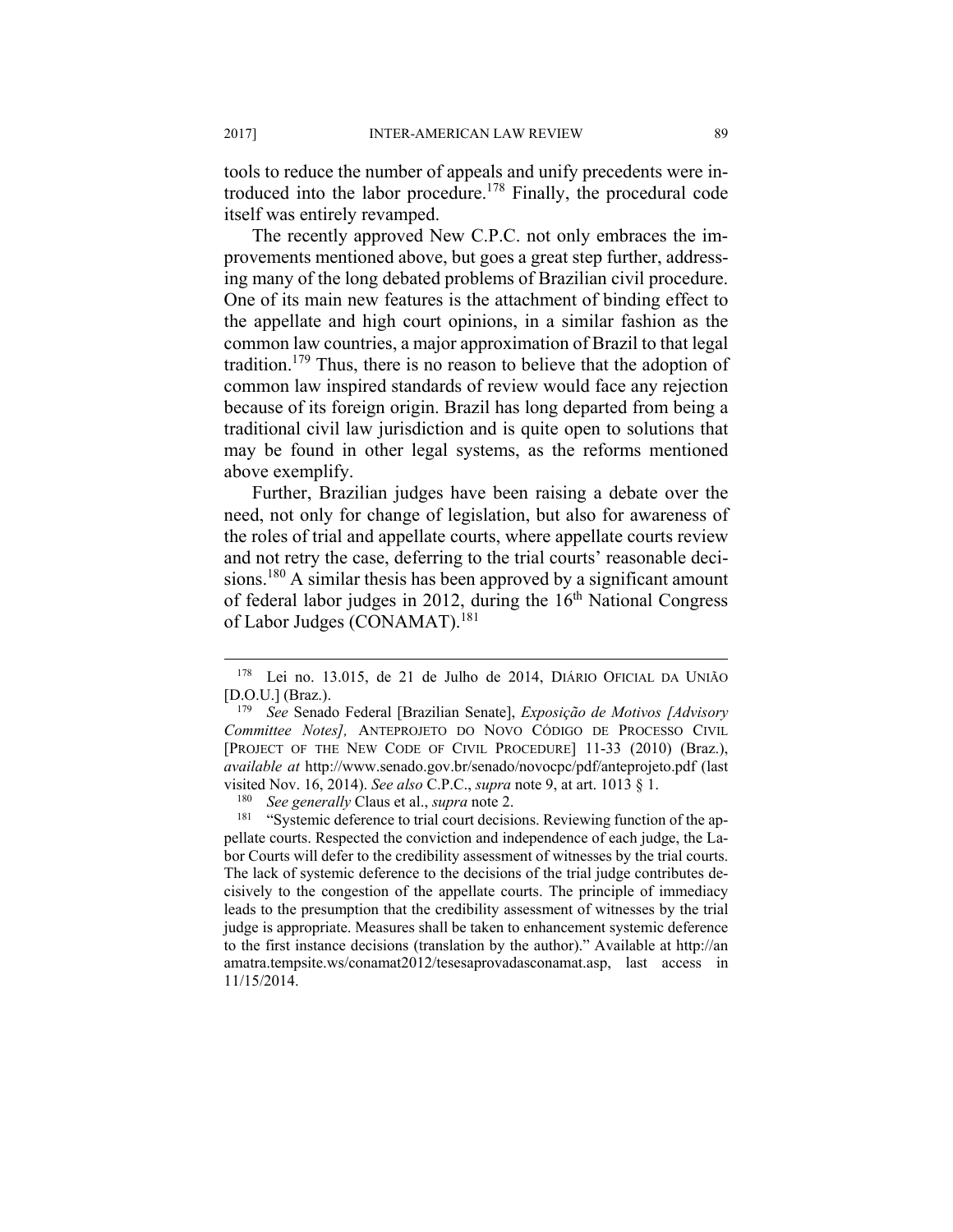tools to reduce the number of appeals and unify precedents were introduced into the labor procedure.[178] Finally, the procedural code itself was entirely revamped.

The recently approved New C.P.C. not only embraces the improvements mentioned above, but goes a great step further, addressing many of the long debated problems of Brazilian civil procedure. One of its main new features is the attachment of binding effect to the appellate and high court opinions, in a similar fashion as the common law countries, a major approximation of Brazil to that legal tradition.[179] Thus, there is no reason to believe that the adoption of common law inspired standards of review would face any rejection because of its foreign origin. Brazil has long departed from being a traditional civil law jurisdiction and is quite open to solutions that may be found in other legal systems, as the reforms mentioned above exemplify.

Further, Brazilian judges have been raising a debate over the need, not only for change of legislation, but also for awareness of the roles of trial and appellate courts, where appellate courts review and not retry the case, deferring to the trial courts' reasonable decisions.[180] A similar thesis has been approved by a significant amount of federal labor judges in 2012, during the 16th National Congress of Labor Judges (CONAMAT).[181]

---

[178] Lei no. 13.015, de 21 de Julho de 2014, DIÁRIO OFICIAL DA UNIÃO [D.O.U.] (Braz.).

[179] *See* Senado Federal [Brazilian Senate], *Exposição de Motivos [Advisory Committee Notes],* ANTEPROJETO DO NOVO CÓDIGO DE PROCESSO CIVIL [PROJECT OF THE NEW CODE OF CIVIL PROCEDURE] 11-33 (2010) (Braz.), *available at* http://www.senado.gov.br/senado/novocpc/pdf/anteprojeto.pdf (last visited Nov. 16, 2014). *See also* C.P.C., *supra* note 9, at art. 1013 § 1.

[180] *See generally* Claus et al., *supra* note 2.

[181] "Systemic deference to trial court decisions. Reviewing function of the appellate courts. Respected the conviction and independence of each judge, the Labor Courts will defer to the credibility assessment of witnesses by the trial courts. The lack of systemic deference to the decisions of the trial judge contributes decisively to the congestion of the appellate courts. The principle of immediacy leads to the presumption that the credibility assessment of witnesses by the trial judge is appropriate. Measures shall be taken to enhancement systemic deference to the first instance decisions (translation by the author)." Available at http://anamatra.tempsite.ws/conamat2012/tesesaprovadasconamat.asp, last access in 11/15/2014.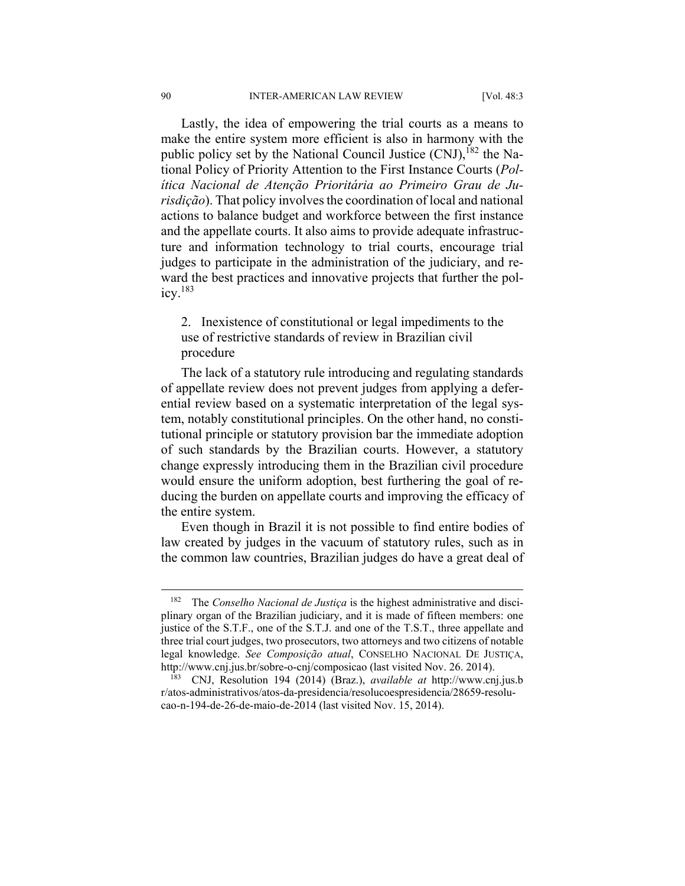Lastly, the idea of empowering the trial courts as a means to make the entire system more efficient is also in harmony with the public policy set by the National Council Justice (CNJ),[182] the National Policy of Priority Attention to the First Instance Courts (*Política Nacional de Atenção Prioritária ao Primeiro Grau de Jurisdição*). That policy involves the coordination of local and national actions to balance budget and workforce between the first instance and the appellate courts. It also aims to provide adequate infrastructure and information technology to trial courts, encourage trial judges to participate in the administration of the judiciary, and reward the best practices and innovative projects that further the policy.[183]

2. Inexistence of constitutional or legal impediments to the use of restrictive standards of review in Brazilian civil procedure

The lack of a statutory rule introducing and regulating standards of appellate review does not prevent judges from applying a deferential review based on a systematic interpretation of the legal system, notably constitutional principles. On the other hand, no constitutional principle or statutory provision bar the immediate adoption of such standards by the Brazilian courts. However, a statutory change expressly introducing them in the Brazilian civil procedure would ensure the uniform adoption, best furthering the goal of reducing the burden on appellate courts and improving the efficacy of the entire system.

Even though in Brazil it is not possible to find entire bodies of law created by judges in the vacuum of statutory rules, such as in the common law countries, Brazilian judges do have a great deal of

---

182 The *Conselho Nacional de Justiça* is the highest administrative and disciplinary organ of the Brazilian judiciary, and it is made of fifteen members: one justice of the S.T.F., one of the S.T.J. and one of the T.S.T., three appellate and three trial court judges, two prosecutors, two attorneys and two citizens of notable legal knowledge. *See Composição atual*, CONSELHO NACIONAL DE JUSTIÇA, http://www.cnj.jus.br/sobre-o-cnj/composicao (last visited Nov. 26. 2014).

183 CNJ, Resolution 194 (2014) (Braz.), *available at* http://www.cnj.jus.br/atos-administrativos/atos-da-presidencia/resolucoespresidencia/28659-resolucao-n-194-de-26-de-maio-de-2014 (last visited Nov. 15, 2014).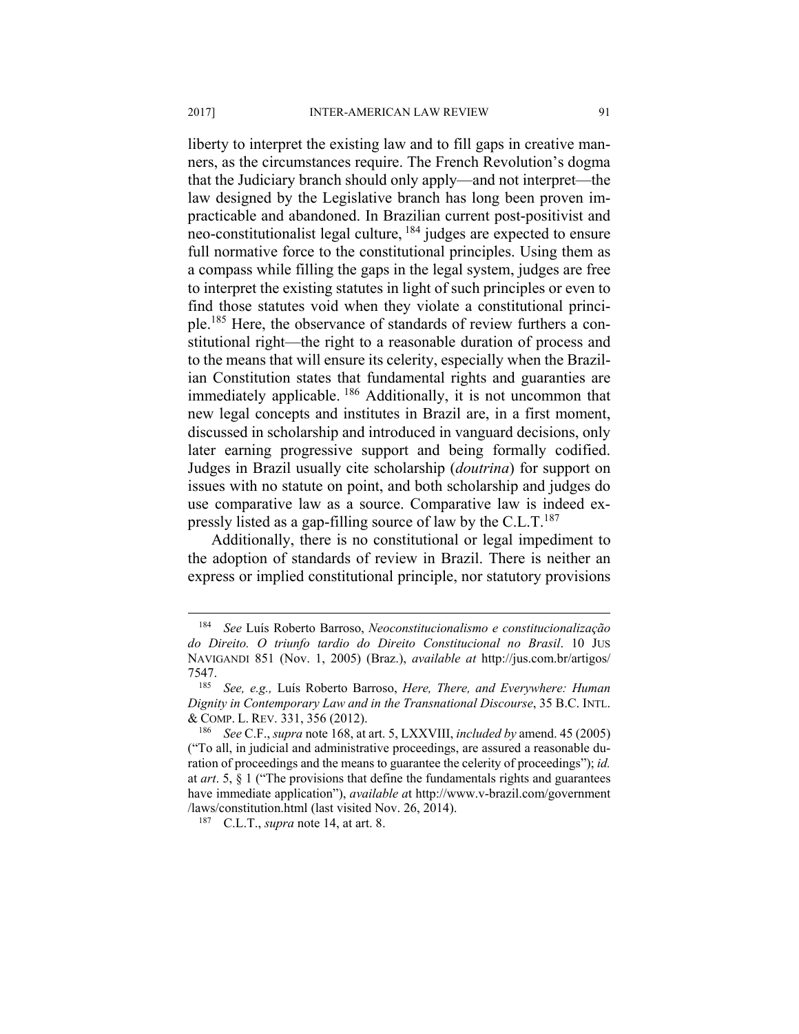liberty to interpret the existing law and to fill gaps in creative manners, as the circumstances require. The French Revolution's dogma that the Judiciary branch should only apply—and not interpret—the law designed by the Legislative branch has long been proven impracticable and abandoned. In Brazilian current post-positivist and neo-constitutionalist legal culture, [184] judges are expected to ensure full normative force to the constitutional principles. Using them as a compass while filling the gaps in the legal system, judges are free to interpret the existing statutes in light of such principles or even to find those statutes void when they violate a constitutional principle.[185] Here, the observance of standards of review furthers a constitutional right—the right to a reasonable duration of process and to the means that will ensure its celerity, especially when the Brazilian Constitution states that fundamental rights and guaranties are immediately applicable. [186] Additionally, it is not uncommon that new legal concepts and institutes in Brazil are, in a first moment, discussed in scholarship and introduced in vanguard decisions, only later earning progressive support and being formally codified. Judges in Brazil usually cite scholarship (*doutrina*) for support on issues with no statute on point, and both scholarship and judges do use comparative law as a source. Comparative law is indeed expressly listed as a gap-filling source of law by the C.L.T.[187]

Additionally, there is no constitutional or legal impediment to the adoption of standards of review in Brazil. There is neither an express or implied constitutional principle, nor statutory provisions

---

[184] *See* Luís Roberto Barroso, *Neoconstitucionalismo e constitucionalização do Direito. O triunfo tardio do Direito Constitucional no Brasil*. 10 JUS NAVIGANDI 851 (Nov. 1, 2005) (Braz.), *available at* http://jus.com.br/artigos/7547.

[185] *See, e.g.,* Luís Roberto Barroso, *Here, There, and Everywhere: Human Dignity in Contemporary Law and in the Transnational Discourse*, 35 B.C. INTL. & COMP. L. REV. 331, 356 (2012).

[186] *See* C.F., *supra* note 168, at art. 5, LXXVIII, *included by* amend. 45 (2005) ("To all, in judicial and administrative proceedings, are assured a reasonable duration of proceedings and the means to guarantee the celerity of proceedings"); *id.* at *art*. 5, § 1 ("The provisions that define the fundamentals rights and guarantees have immediate application"), *available a*t http://www.v-brazil.com/government/laws/constitution.html (last visited Nov. 26, 2014).

[187] C.L.T., *supra* note 14, at art. 8.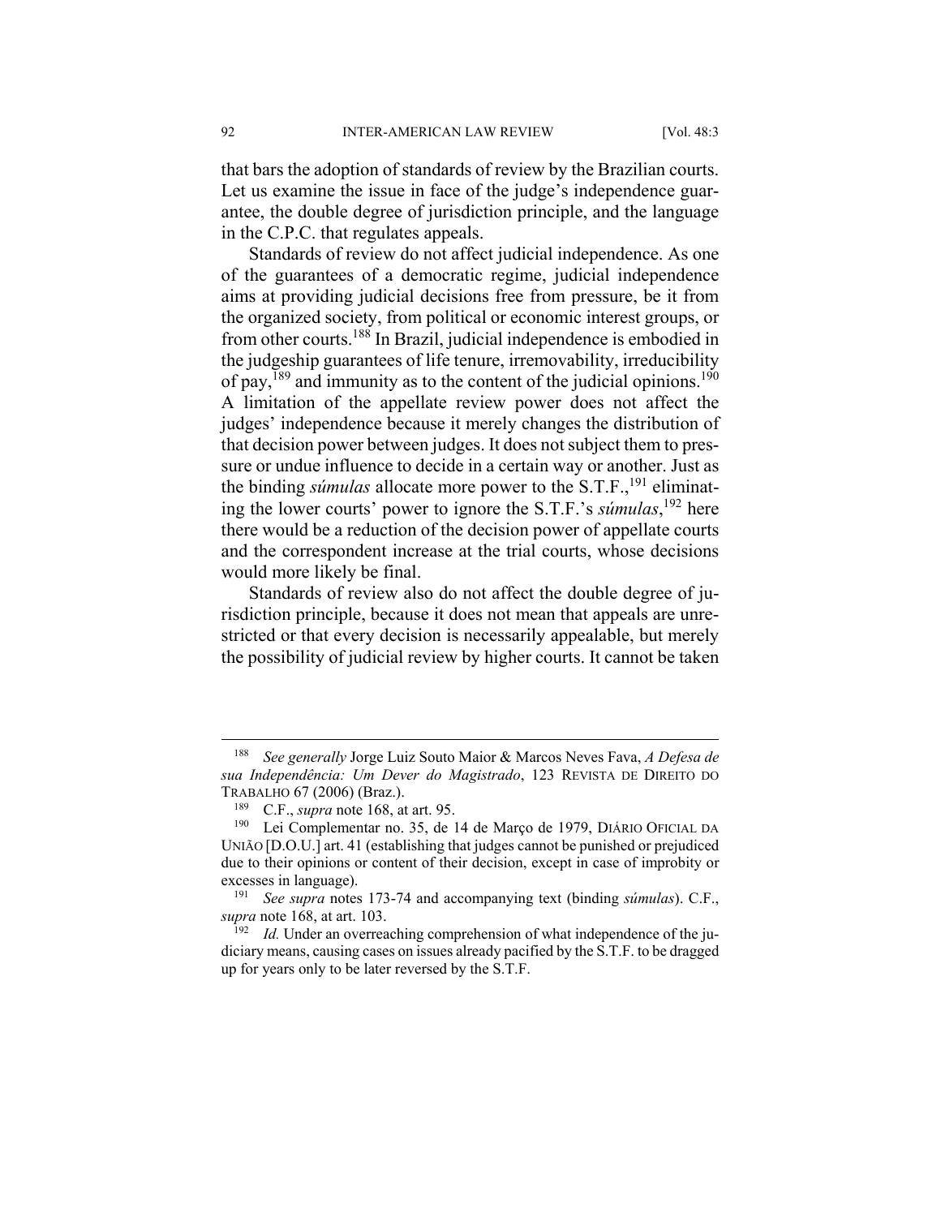that bars the adoption of standards of review by the Brazilian courts. Let us examine the issue in face of the judge's independence guarantee, the double degree of jurisdiction principle, and the language in the C.P.C. that regulates appeals.

Standards of review do not affect judicial independence. As one of the guarantees of a democratic regime, judicial independence aims at providing judicial decisions free from pressure, be it from the organized society, from political or economic interest groups, or from other courts.[188] In Brazil, judicial independence is embodied in the judgeship guarantees of life tenure, irremovability, irreducibility of pay,[189] and immunity as to the content of the judicial opinions.[190] A limitation of the appellate review power does not affect the judges' independence because it merely changes the distribution of that decision power between judges. It does not subject them to pressure or undue influence to decide in a certain way or another. Just as the binding *súmulas* allocate more power to the S.T.F.,[191] eliminating the lower courts' power to ignore the S.T.F.'s *súmulas*,[192] here there would be a reduction of the decision power of appellate courts and the correspondent increase at the trial courts, whose decisions would more likely be final.

Standards of review also do not affect the double degree of jurisdiction principle, because it does not mean that appeals are unrestricted or that every decision is necessarily appealable, but merely the possibility of judicial review by higher courts. It cannot be taken

---

[188] *See generally* Jorge Luiz Souto Maior & Marcos Neves Fava, *A Defesa de sua Independência: Um Dever do Magistrado*, 123 REVISTA DE DIREITO DO TRABALHO 67 (2006) (Braz.).

[189] C.F., *supra* note 168, at art. 95.

[190] Lei Complementar no. 35, de 14 de Março de 1979, DIÁRIO OFICIAL DA UNIÃO [D.O.U.] art. 41 (establishing that judges cannot be punished or prejudiced due to their opinions or content of their decision, except in case of improbity or excesses in language).

[191] *See supra* notes 173-74 and accompanying text (binding *súmulas*). C.F., *supra* note 168, at art. 103.

[192] *Id.* Under an overreaching comprehension of what independence of the judiciary means, causing cases on issues already pacified by the S.T.F. to be dragged up for years only to be later reversed by the S.T.F.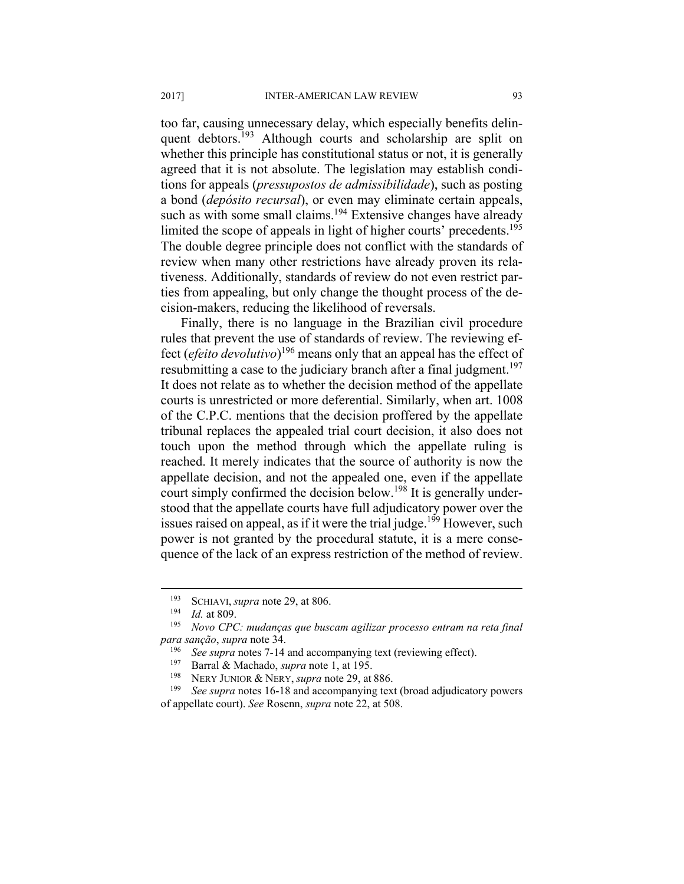too far, causing unnecessary delay, which especially benefits delinquent debtors.[193] Although courts and scholarship are split on whether this principle has constitutional status or not, it is generally agreed that it is not absolute. The legislation may establish conditions for appeals (*pressupostos de admissibilidade*), such as posting a bond (*depósito recursal*), or even may eliminate certain appeals, such as with some small claims.[194] Extensive changes have already limited the scope of appeals in light of higher courts' precedents.[195] The double degree principle does not conflict with the standards of review when many other restrictions have already proven its relativeness. Additionally, standards of review do not even restrict parties from appealing, but only change the thought process of the decision-makers, reducing the likelihood of reversals.

Finally, there is no language in the Brazilian civil procedure rules that prevent the use of standards of review. The reviewing effect (*efeito devolutivo*)[196] means only that an appeal has the effect of resubmitting a case to the judiciary branch after a final judgment.[197] It does not relate as to whether the decision method of the appellate courts is unrestricted or more deferential. Similarly, when art. 1008 of the C.P.C. mentions that the decision proffered by the appellate tribunal replaces the appealed trial court decision, it also does not touch upon the method through which the appellate ruling is reached. It merely indicates that the source of authority is now the appellate decision, and not the appealed one, even if the appellate court simply confirmed the decision below.[198] It is generally understood that the appellate courts have full adjudicatory power over the issues raised on appeal, as if it were the trial judge.[199] However, such power is not granted by the procedural statute, it is a mere consequence of the lack of an express restriction of the method of review.

---

[193] SCHIAVI, *supra* note 29, at 806.

[194] *Id.* at 809.

[195] *Novo CPC: mudanças que buscam agilizar processo entram na reta final para sanção*, *supra* note 34.

[196] *See supra* notes 7-14 and accompanying text (reviewing effect).

[197] Barral & Machado, *supra* note 1, at 195.

[198] NERY JUNIOR & NERY, *supra* note 29, at 886.

[199] *See supra* notes 16-18 and accompanying text (broad adjudicatory powers of appellate court). *See* Rosenn, *supra* note 22, at 508.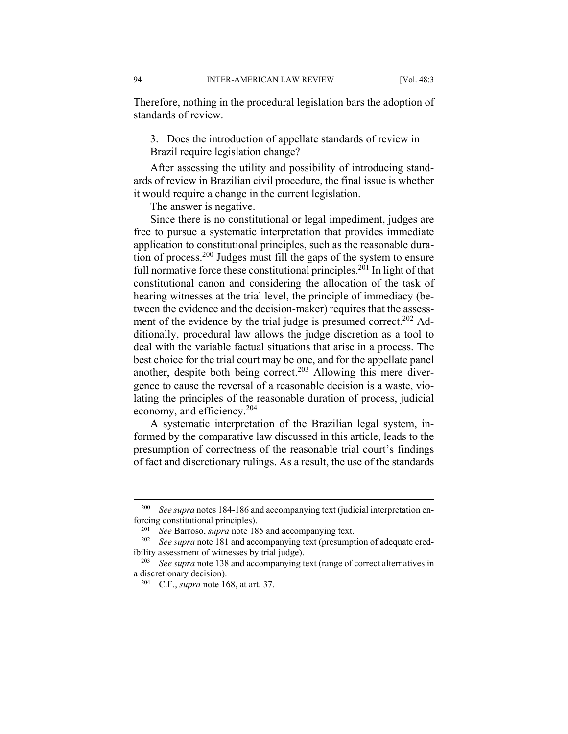Therefore, nothing in the procedural legislation bars the adoption of standards of review.

3. Does the introduction of appellate standards of review in Brazil require legislation change?

After assessing the utility and possibility of introducing standards of review in Brazilian civil procedure, the final issue is whether it would require a change in the current legislation.

The answer is negative.

Since there is no constitutional or legal impediment, judges are free to pursue a systematic interpretation that provides immediate application to constitutional principles, such as the reasonable duration of process.[200] Judges must fill the gaps of the system to ensure full normative force these constitutional principles.[201] In light of that constitutional canon and considering the allocation of the task of hearing witnesses at the trial level, the principle of immediacy (between the evidence and the decision-maker) requires that the assessment of the evidence by the trial judge is presumed correct.[202] Additionally, procedural law allows the judge discretion as a tool to deal with the variable factual situations that arise in a process. The best choice for the trial court may be one, and for the appellate panel another, despite both being correct.[203] Allowing this mere divergence to cause the reversal of a reasonable decision is a waste, violating the principles of the reasonable duration of process, judicial economy, and efficiency.[204]

A systematic interpretation of the Brazilian legal system, informed by the comparative law discussed in this article, leads to the presumption of correctness of the reasonable trial court's findings of fact and discretionary rulings. As a result, the use of the standards

---

[200] *See supra* notes 184-186 and accompanying text (judicial interpretation enforcing constitutional principles).

[201] *See* Barroso, *supra* note 185 and accompanying text.

[202] *See supra* note 181 and accompanying text (presumption of adequate credibility assessment of witnesses by trial judge).

[203] *See supra* note 138 and accompanying text (range of correct alternatives in a discretionary decision).

[204] C.F., *supra* note 168, at art. 37.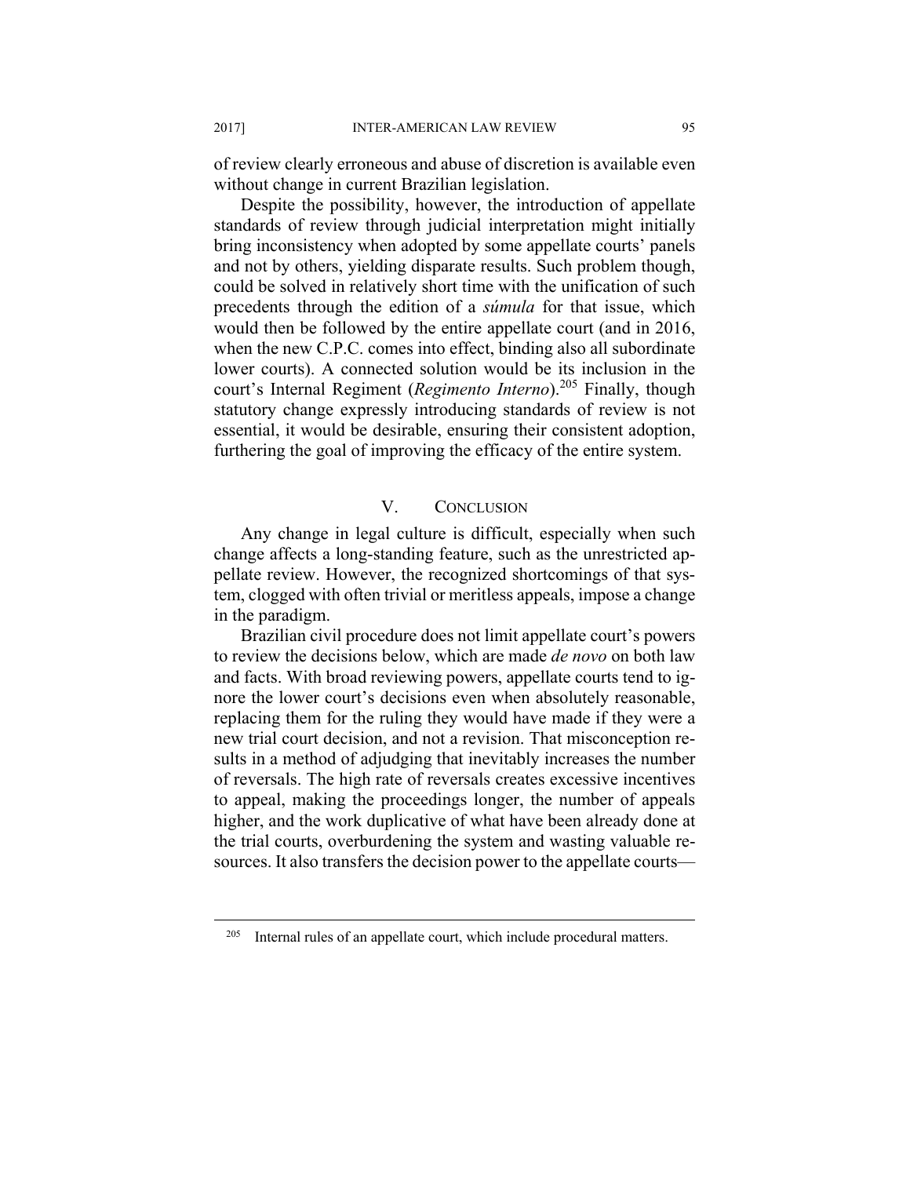of review clearly erroneous and abuse of discretion is available even without change in current Brazilian legislation.

Despite the possibility, however, the introduction of appellate standards of review through judicial interpretation might initially bring inconsistency when adopted by some appellate courts' panels and not by others, yielding disparate results. Such problem though, could be solved in relatively short time with the unification of such precedents through the edition of a *súmula* for that issue, which would then be followed by the entire appellate court (and in 2016, when the new C.P.C. comes into effect, binding also all subordinate lower courts). A connected solution would be its inclusion in the court's Internal Regiment (*Regimento Interno*).[205] Finally, though statutory change expressly introducing standards of review is not essential, it would be desirable, ensuring their consistent adoption, furthering the goal of improving the efficacy of the entire system.

## V. CONCLUSION

Any change in legal culture is difficult, especially when such change affects a long-standing feature, such as the unrestricted appellate review. However, the recognized shortcomings of that system, clogged with often trivial or meritless appeals, impose a change in the paradigm.

Brazilian civil procedure does not limit appellate court's powers to review the decisions below, which are made *de novo* on both law and facts. With broad reviewing powers, appellate courts tend to ignore the lower court's decisions even when absolutely reasonable, replacing them for the ruling they would have made if they were a new trial court decision, and not a revision. That misconception results in a method of adjudging that inevitably increases the number of reversals. The high rate of reversals creates excessive incentives to appeal, making the proceedings longer, the number of appeals higher, and the work duplicative of what have been already done at the trial courts, overburdening the system and wasting valuable resources. It also transfers the decision power to the appellate courts—

[205] Internal rules of an appellate court, which include procedural matters.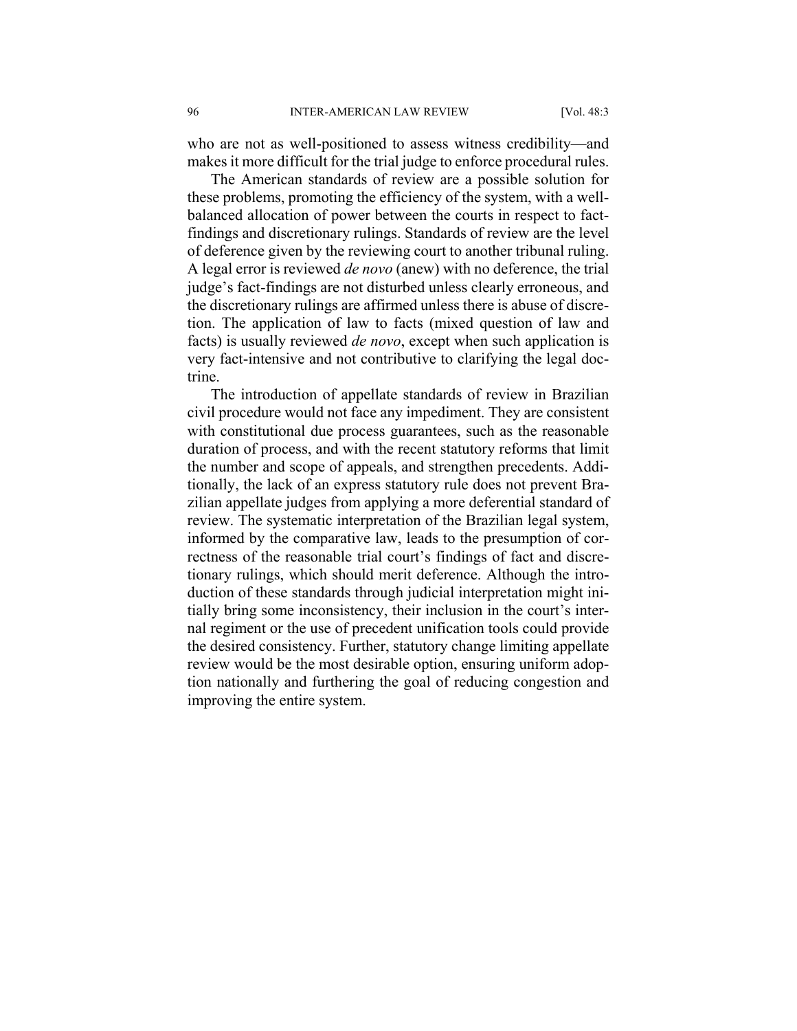who are not as well-positioned to assess witness credibility—and makes it more difficult for the trial judge to enforce procedural rules.

The American standards of review are a possible solution for these problems, promoting the efficiency of the system, with a well-balanced allocation of power between the courts in respect to fact-findings and discretionary rulings. Standards of review are the level of deference given by the reviewing court to another tribunal ruling. A legal error is reviewed *de novo* (anew) with no deference, the trial judge's fact-findings are not disturbed unless clearly erroneous, and the discretionary rulings are affirmed unless there is abuse of discretion. The application of law to facts (mixed question of law and facts) is usually reviewed *de novo*, except when such application is very fact-intensive and not contributive to clarifying the legal doctrine.

The introduction of appellate standards of review in Brazilian civil procedure would not face any impediment. They are consistent with constitutional due process guarantees, such as the reasonable duration of process, and with the recent statutory reforms that limit the number and scope of appeals, and strengthen precedents. Additionally, the lack of an express statutory rule does not prevent Brazilian appellate judges from applying a more deferential standard of review. The systematic interpretation of the Brazilian legal system, informed by the comparative law, leads to the presumption of correctness of the reasonable trial court's findings of fact and discretionary rulings, which should merit deference. Although the introduction of these standards through judicial interpretation might initially bring some inconsistency, their inclusion in the court's internal regiment or the use of precedent unification tools could provide the desired consistency. Further, statutory change limiting appellate review would be the most desirable option, ensuring uniform adoption nationally and furthering the goal of reducing congestion and improving the entire system.